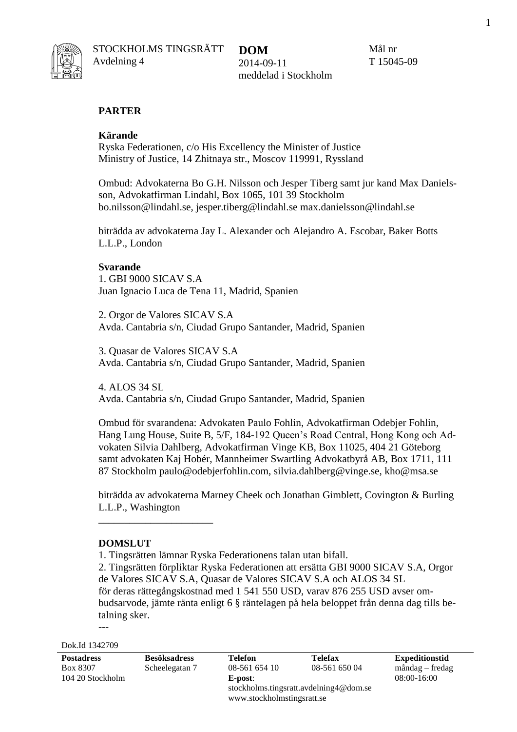STOCKHOLMS TINGSRÄTT
Avdelning 4

**DOM**
2014-09-11
meddelad i Stockholm

Mål nr
T 15045-09

**PARTER**

**Kärande**
Ryska Federationen, c/o His Excellency the Minister of Justice
Ministry of Justice, 14 Zhitnaya str., Moscov 119991, Ryssland

Ombud: Advokaterna Bo G.H. Nilsson och Jesper Tiberg samt jur kand Max Danielsson, Advokatfirman Lindahl, Box 1065, 101 39 Stockholm
bo.nilsson@lindahl.se, jesper.tiberg@lindahl.se max.danielsson@lindahl.se

biträdda av advokaterna Jay L. Alexander och Alejandro A. Escobar, Baker Botts L.L.P., London

**Svarande**
1. GBI 9000 SICAV S.A
Juan Ignacio Luca de Tena 11, Madrid, Spanien

2. Orgor de Valores SICAV S.A
Avda. Cantabria s/n, Ciudad Grupo Santander, Madrid, Spanien

3. Quasar de Valores SICAV S.A
Avda. Cantabria s/n, Ciudad Grupo Santander, Madrid, Spanien

4. ALOS 34 SL
Avda. Cantabria s/n, Ciudad Grupo Santander, Madrid, Spanien

Ombud för svarandena: Advokaten Paulo Fohlin, Advokatfirman Odebjer Fohlin, Hang Lung House, Suite B, 5/F, 184-192 Queen's Road Central, Hong Kong och Advokaten Silvia Dahlberg, Advokatfirman Vinge KB, Box 11025, 404 21 Göteborg samt advokaten Kaj Hobér, Mannheimer Swartling Advokatbyrå AB, Box 1711, 111 87 Stockholm paulo@odebjerfohlin.com, silvia.dahlberg@vinge.se, kho@msa.se

biträdda av advokaterna Marney Cheek och Jonathan Gimblett, Covington & Burling L.L.P., Washington

---

**DOMSLUT**

1. Tingsrätten lämnar Ryska Federationens talan utan bifall.
2. Tingsrätten förpliktar Ryska Federationen att ersätta GBI 9000 SICAV S.A, Orgor de Valores SICAV S.A, Quasar de Valores SICAV S.A och ALOS 34 SL för deras rättegångskostnad med 1 541 550 USD, varav 876 255 USD avser ombudsarvode, jämte ränta enligt 6 § räntelagen på hela beloppet från denna dag tills betalning sker.

---

Dok.Id 1342709

| Postadress | Besöksadress | Telefon | Telefax | Expeditionstid |
|---|---|---|---|---|
| Box 8307<br>104 20 Stockholm | Scheelegatan 7 | 08-561 654 10<br>**E-post**:<br>stockholms.tingsratt.avdelning4@dom.se<br>www.stockholmstingsratt.se | 08-561 650 04 | måndag – fredag<br>08:00-16:00 |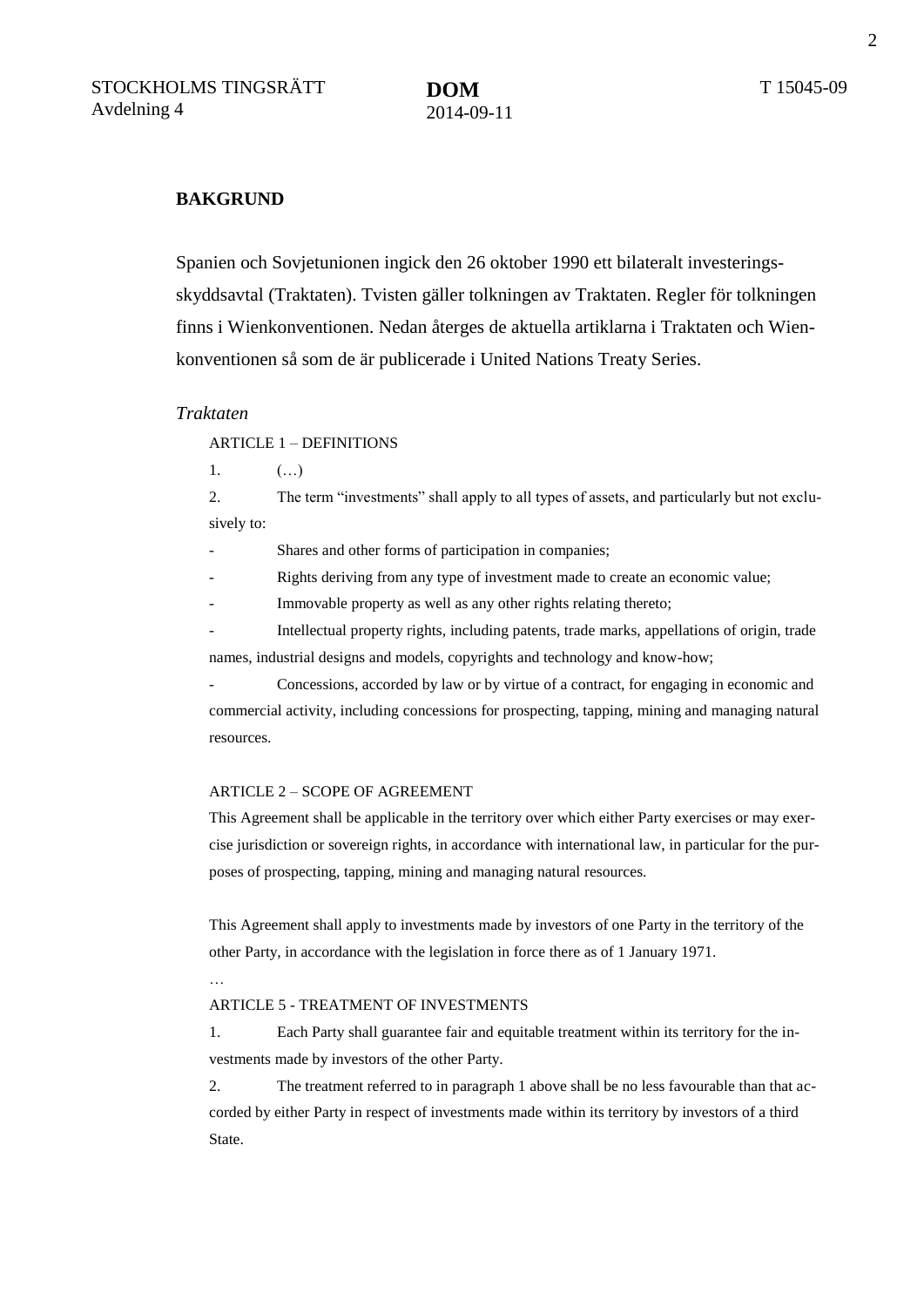## BAKGRUND

Spanien och Sovjetunionen ingick den 26 oktober 1990 ett bilateralt investeringsskyddsavtal (Traktaten). Tvisten gäller tolkningen av Traktaten. Regler för tolkningen finns i Wienkonventionen. Nedan återges de aktuella artiklarna i Traktaten och Wienkonventionen så som de är publicerade i United Nations Treaty Series.

### *Traktaten*

ARTICLE 1 – DEFINITIONS

1. (…)

2. The term "investments" shall apply to all types of assets, and particularly but not exclusively to:

- Shares and other forms of participation in companies;
- Rights deriving from any type of investment made to create an economic value;
- Immovable property as well as any other rights relating thereto;
- Intellectual property rights, including patents, trade marks, appellations of origin, trade names, industrial designs and models, copyrights and technology and know-how;
- Concessions, accorded by law or by virtue of a contract, for engaging in economic and commercial activity, including concessions for prospecting, tapping, mining and managing natural resources.

ARTICLE 2 – SCOPE OF AGREEMENT

This Agreement shall be applicable in the territory over which either Party exercises or may exercise jurisdiction or sovereign rights, in accordance with international law, in particular for the purposes of prospecting, tapping, mining and managing natural resources.

This Agreement shall apply to investments made by investors of one Party in the territory of the other Party, in accordance with the legislation in force there as of 1 January 1971.

…

ARTICLE 5 - TREATMENT OF INVESTMENTS

1. Each Party shall guarantee fair and equitable treatment within its territory for the investments made by investors of the other Party.

2. The treatment referred to in paragraph 1 above shall be no less favourable than that accorded by either Party in respect of investments made within its territory by investors of a third State.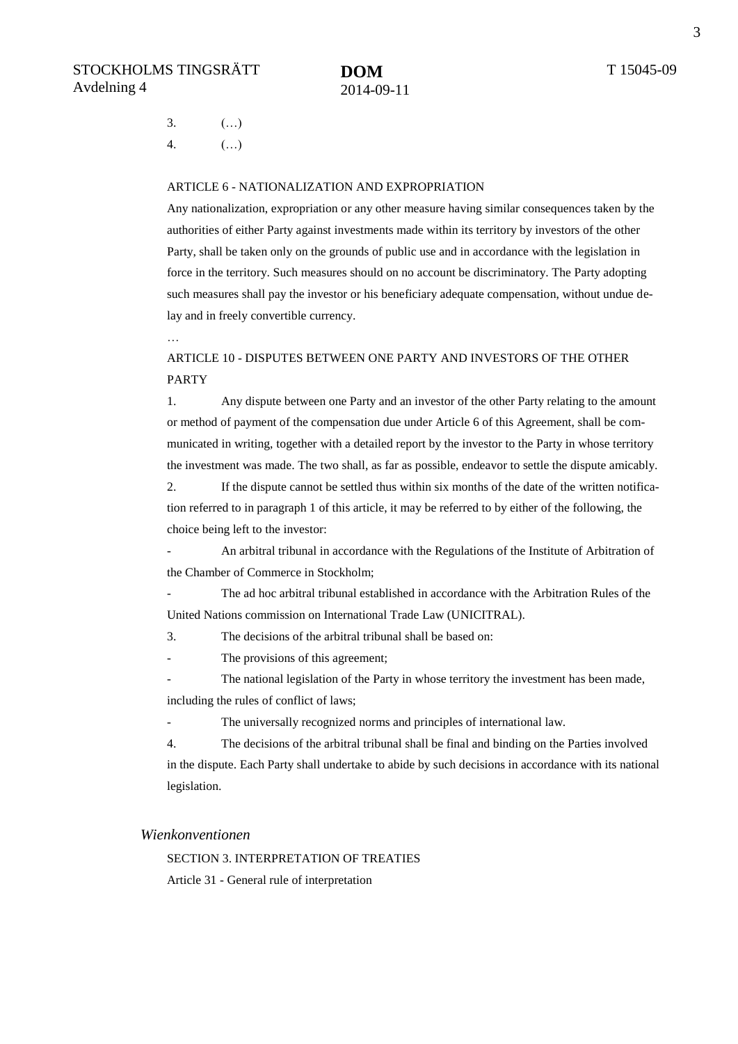3. (…)

4. (…)

ARTICLE 6 - NATIONALIZATION AND EXPROPRIATION

Any nationalization, expropriation or any other measure having similar consequences taken by the authorities of either Party against investments made within its territory by investors of the other Party, shall be taken only on the grounds of public use and in accordance with the legislation in force in the territory. Such measures should on no account be discriminatory. The Party adopting such measures shall pay the investor or his beneficiary adequate compensation, without undue delay and in freely convertible currency.

…

ARTICLE 10 - DISPUTES BETWEEN ONE PARTY AND INVESTORS OF THE OTHER PARTY

1. Any dispute between one Party and an investor of the other Party relating to the amount or method of payment of the compensation due under Article 6 of this Agreement, shall be communicated in writing, together with a detailed report by the investor to the Party in whose territory the investment was made. The two shall, as far as possible, endeavor to settle the dispute amicably.

2. If the dispute cannot be settled thus within six months of the date of the written notification referred to in paragraph 1 of this article, it may be referred to by either of the following, the choice being left to the investor:

- An arbitral tribunal in accordance with the Regulations of the Institute of Arbitration of the Chamber of Commerce in Stockholm;
- The ad hoc arbitral tribunal established in accordance with the Arbitration Rules of the United Nations commission on International Trade Law (UNICITRAL).

3. The decisions of the arbitral tribunal shall be based on:

- The provisions of this agreement;
- The national legislation of the Party in whose territory the investment has been made, including the rules of conflict of laws;
- The universally recognized norms and principles of international law.

4. The decisions of the arbitral tribunal shall be final and binding on the Parties involved in the dispute. Each Party shall undertake to abide by such decisions in accordance with its national legislation.

*Wienkonventionen*

SECTION 3. INTERPRETATION OF TREATIES

Article 31 - General rule of interpretation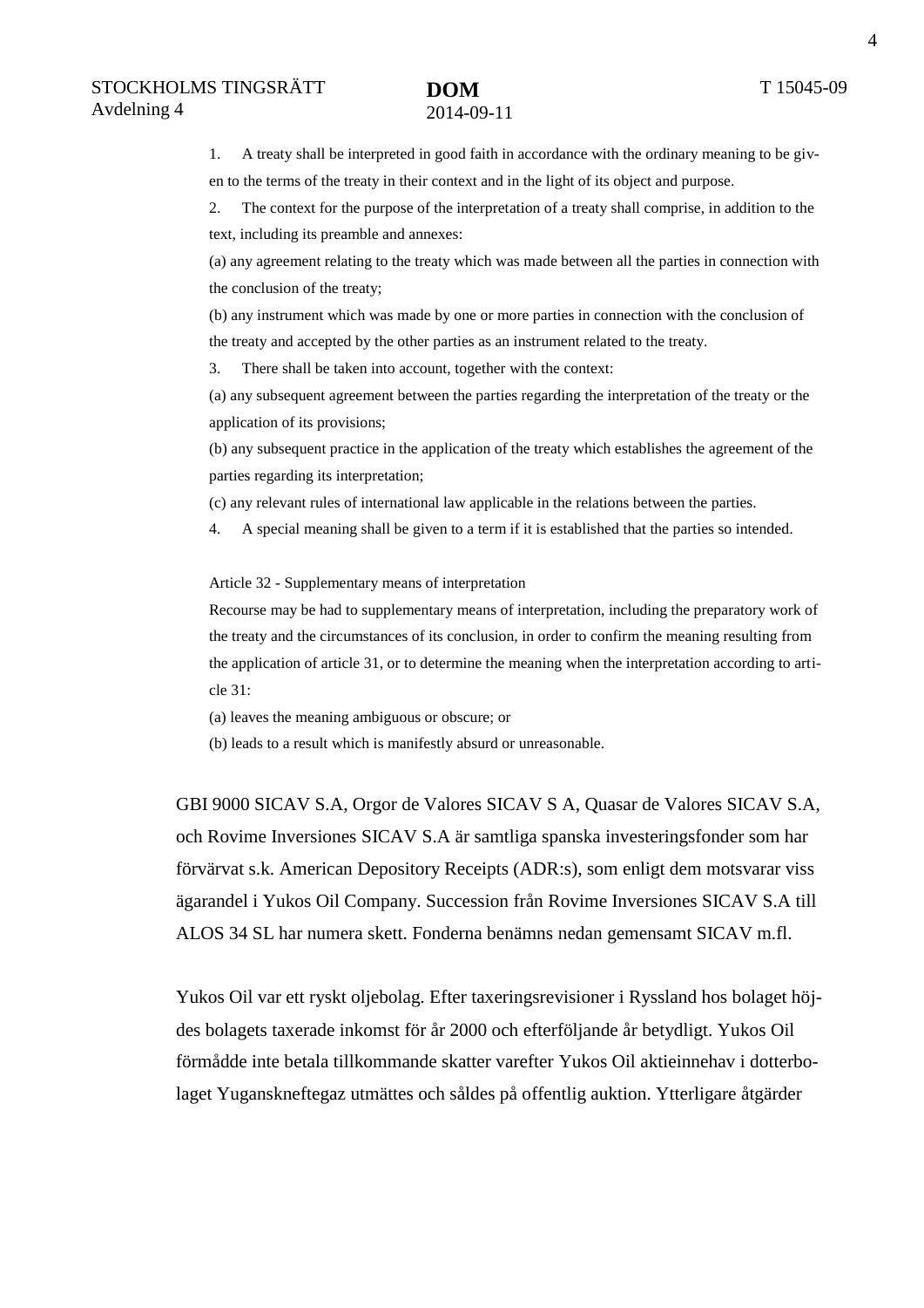1. A treaty shall be interpreted in good faith in accordance with the ordinary meaning to be given to the terms of the treaty in their context and in the light of its object and purpose.

2. The context for the purpose of the interpretation of a treaty shall comprise, in addition to the text, including its preamble and annexes:

(a) any agreement relating to the treaty which was made between all the parties in connection with the conclusion of the treaty;

(b) any instrument which was made by one or more parties in connection with the conclusion of the treaty and accepted by the other parties as an instrument related to the treaty.

3. There shall be taken into account, together with the context:

(a) any subsequent agreement between the parties regarding the interpretation of the treaty or the application of its provisions;

(b) any subsequent practice in the application of the treaty which establishes the agreement of the parties regarding its interpretation;

(c) any relevant rules of international law applicable in the relations between the parties.

4. A special meaning shall be given to a term if it is established that the parties so intended.

Article 32 - Supplementary means of interpretation

Recourse may be had to supplementary means of interpretation, including the preparatory work of the treaty and the circumstances of its conclusion, in order to confirm the meaning resulting from the application of article 31, or to determine the meaning when the interpretation according to article 31:

(a) leaves the meaning ambiguous or obscure; or

(b) leads to a result which is manifestly absurd or unreasonable.

GBI 9000 SICAV S.A, Orgor de Valores SICAV S A, Quasar de Valores SICAV S.A, och Rovime Inversiones SICAV S.A är samtliga spanska investeringsfonder som har förvärvat s.k. American Depository Receipts (ADR:s), som enligt dem motsvarar viss ägarandel i Yukos Oil Company. Succession från Rovime Inversiones SICAV S.A till ALOS 34 SL har numera skett. Fonderna benämns nedan gemensamt SICAV m.fl.

Yukos Oil var ett ryskt oljebolag. Efter taxeringsrevisioner i Ryssland hos bolaget höjdes bolagets taxerade inkomst för år 2000 och efterföljande år betydligt. Yukos Oil förmådde inte betala tillkommande skatter varefter Yukos Oil aktieinnehav i dotterbolaget Yuganskneftegaz utmättes och såldes på offentlig auktion. Ytterligare åtgärder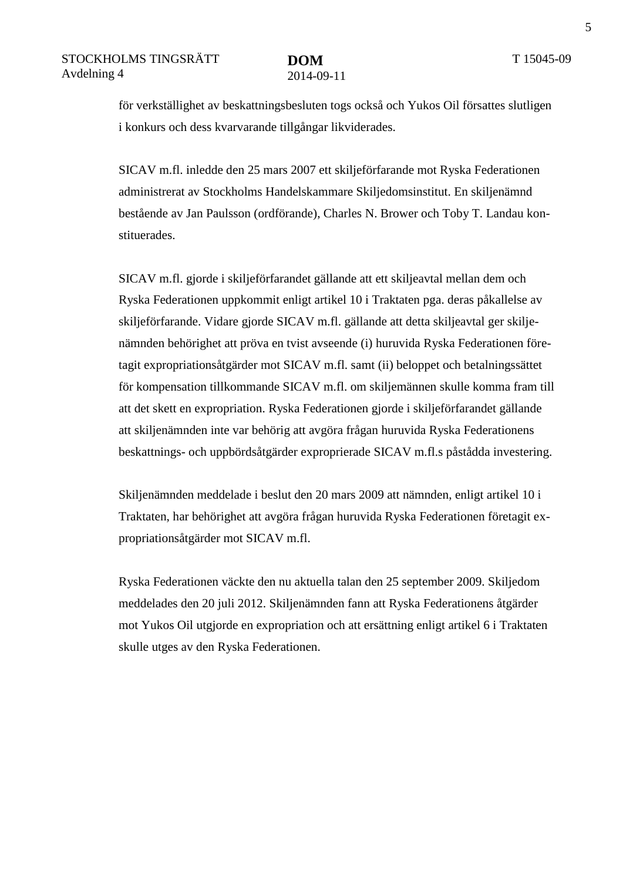för verkställighet av beskattningsbesluten togs också och Yukos Oil försattes slutligen i konkurs och dess kvarvarande tillgångar likviderades.

SICAV m.fl. inledde den 25 mars 2007 ett skiljeförfarande mot Ryska Federationen administrerat av Stockholms Handelskammare Skiljedomsinstitut. En skiljenämnd bestående av Jan Paulsson (ordförande), Charles N. Brower och Toby T. Landau konstituerades.

SICAV m.fl. gjorde i skiljeförfarandet gällande att ett skiljeavtal mellan dem och Ryska Federationen uppkommit enligt artikel 10 i Traktaten pga. deras påkallelse av skiljeförfarande. Vidare gjorde SICAV m.fl. gällande att detta skiljeavtal ger skiljenämnden behörighet att pröva en tvist avseende (i) huruvida Ryska Federationen företagit expropriationsåtgärder mot SICAV m.fl. samt (ii) beloppet och betalningssättet för kompensation tillkommande SICAV m.fl. om skiljemännen skulle komma fram till att det skett en expropriation. Ryska Federationen gjorde i skiljeförfarandet gällande att skiljenämnden inte var behörig att avgöra frågan huruvida Ryska Federationens beskattnings- och uppbördsåtgärder exproprierade SICAV m.fl.s påstådda investering.

Skiljenämnden meddelade i beslut den 20 mars 2009 att nämnden, enligt artikel 10 i Traktaten, har behörighet att avgöra frågan huruvida Ryska Federationen företagit expropriationsåtgärder mot SICAV m.fl.

Ryska Federationen väckte den nu aktuella talan den 25 september 2009. Skiljedom meddelades den 20 juli 2012. Skiljenämnden fann att Ryska Federationens åtgärder mot Yukos Oil utgjorde en expropriation och att ersättning enligt artikel 6 i Traktaten skulle utges av den Ryska Federationen.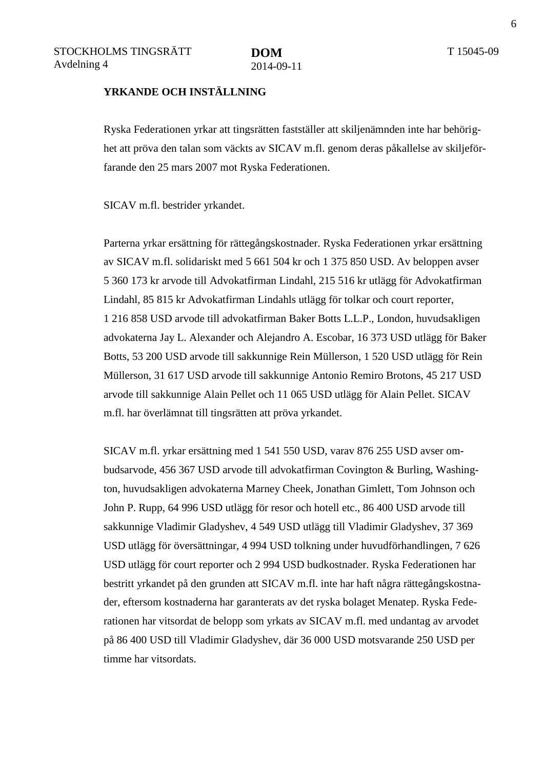## YRKANDE OCH INSTÄLLNING

Ryska Federationen yrkar att tingsrätten fastställer att skiljenämnden inte har behörighet att pröva den talan som väckts av SICAV m.fl. genom deras påkallelse av skiljeförfarande den 25 mars 2007 mot Ryska Federationen.

SICAV m.fl. bestrider yrkandet.

Parterna yrkar ersättning för rättegångskostnader. Ryska Federationen yrkar ersättning av SICAV m.fl. solidariskt med 5 661 504 kr och 1 375 850 USD. Av beloppen avser 5 360 173 kr arvode till Advokatfirman Lindahl, 215 516 kr utlägg för Advokatfirman Lindahl, 85 815 kr Advokatfirman Lindahls utlägg för tolkar och court reporter, 1 216 858 USD arvode till advokatfirman Baker Botts L.L.P., London, huvudsakligen advokaterna Jay L. Alexander och Alejandro A. Escobar, 16 373 USD utlägg för Baker Botts, 53 200 USD arvode till sakkunnige Rein Müllerson, 1 520 USD utlägg för Rein Müllerson, 31 617 USD arvode till sakkunnige Antonio Remiro Brotons, 45 217 USD arvode till sakkunnige Alain Pellet och 11 065 USD utlägg för Alain Pellet. SICAV m.fl. har överlämnat till tingsrätten att pröva yrkandet.

SICAV m.fl. yrkar ersättning med 1 541 550 USD, varav 876 255 USD avser ombudsarvode, 456 367 USD arvode till advokatfirman Covington & Burling, Washington, huvudsakligen advokaterna Marney Cheek, Jonathan Gimlett, Tom Johnson och John P. Rupp, 64 996 USD utlägg för resor och hotell etc., 86 400 USD arvode till sakkunnige Vladimir Gladyshev, 4 549 USD utlägg till Vladimir Gladyshev, 37 369 USD utlägg för översättningar, 4 994 USD tolkning under huvudförhandlingen, 7 626 USD utlägg för court reporter och 2 994 USD budkostnader. Ryska Federationen har bestritt yrkandet på den grunden att SICAV m.fl. inte har haft några rättegångskostnader, eftersom kostnaderna har garanterats av det ryska bolaget Menatep. Ryska Federationen har vitsordat de belopp som yrkats av SICAV m.fl. med undantag av arvodet på 86 400 USD till Vladimir Gladyshev, där 36 000 USD motsvarande 250 USD per timme har vitsordats.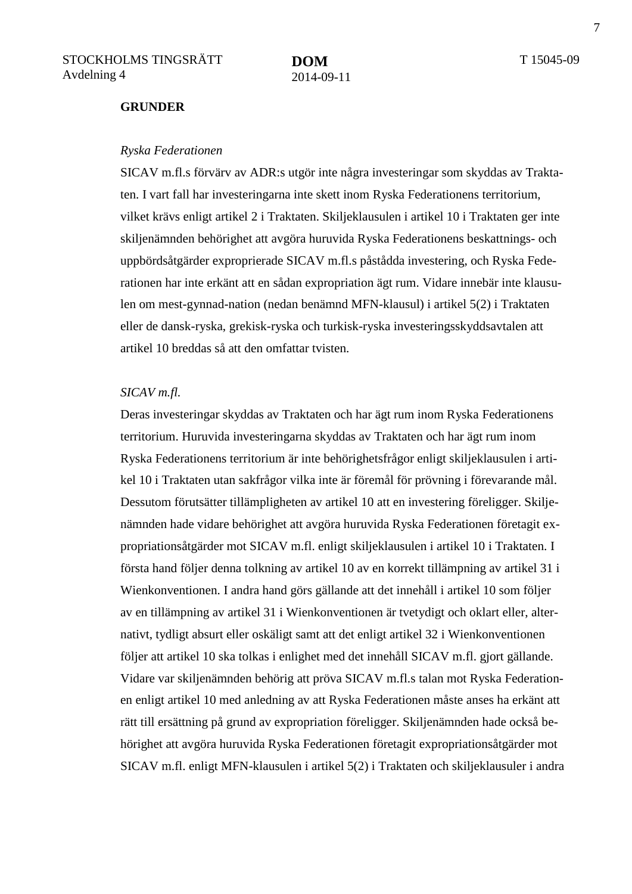**GRUNDER**

*Ryska Federationen*

SICAV m.fl.s förvärv av ADR:s utgör inte några investeringar som skyddas av Traktaten. I vart fall har investeringarna inte skett inom Ryska Federationens territorium, vilket krävs enligt artikel 2 i Traktaten. Skiljeklausulen i artikel 10 i Traktaten ger inte skiljenämnden behörighet att avgöra huruvida Ryska Federationens beskattnings- och uppbördsåtgärder exproprierade SICAV m.fl.s påstådda investering, och Ryska Federationen har inte erkänt att en sådan expropriation ägt rum. Vidare innebär inte klausulen om mest-gynnad-nation (nedan benämnd MFN-klausul) i artikel 5(2) i Traktaten eller de dansk-ryska, grekisk-ryska och turkisk-ryska investeringsskyddsavtalen att artikel 10 breddas så att den omfattar tvisten.

*SICAV m.fl.*

Deras investeringar skyddas av Traktaten och har ägt rum inom Ryska Federationens territorium. Huruvida investeringarna skyddas av Traktaten och har ägt rum inom Ryska Federationens territorium är inte behörighetsfrågor enligt skiljeklausulen i artikel 10 i Traktaten utan sakfrågor vilka inte är föremål för prövning i förevarande mål. Dessutom förutsätter tillämpligheten av artikel 10 att en investering föreligger. Skiljenämnden hade vidare behörighet att avgöra huruvida Ryska Federationen företagit expropriationsåtgärder mot SICAV m.fl. enligt skiljeklausulen i artikel 10 i Traktaten. I första hand följer denna tolkning av artikel 10 av en korrekt tillämpning av artikel 31 i Wienkonventionen. I andra hand görs gällande att det innehåll i artikel 10 som följer av en tillämpning av artikel 31 i Wienkonventionen är tvetydigt och oklart eller, alternativt, tydligt absurt eller oskäligt samt att det enligt artikel 32 i Wienkonventionen följer att artikel 10 ska tolkas i enlighet med det innehåll SICAV m.fl. gjort gällande. Vidare var skiljenämnden behörig att pröva SICAV m.fl.s talan mot Ryska Federationen enligt artikel 10 med anledning av att Ryska Federationen måste anses ha erkänt att rätt till ersättning på grund av expropriation föreligger. Skiljenämnden hade också behörighet att avgöra huruvida Ryska Federationen företagit expropriationsåtgärder mot SICAV m.fl. enligt MFN-klausulen i artikel 5(2) i Traktaten och skiljeklausuler i andra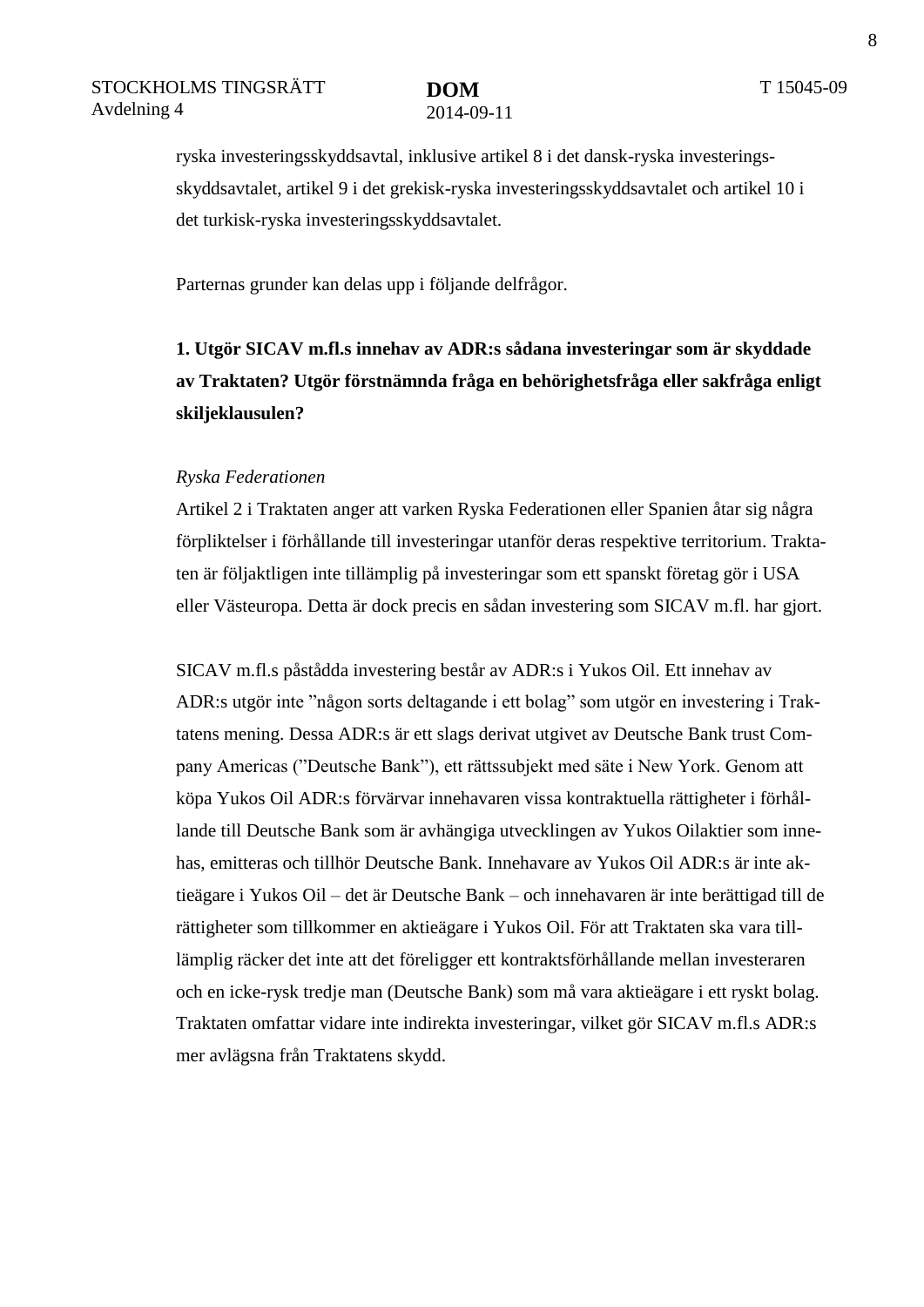ryska investeringsskyddsavtal, inklusive artikel 8 i det dansk-ryska investerings-skyddsavtalet, artikel 9 i det grekisk-ryska investeringsskyddsavtalet och artikel 10 i det turkisk-ryska investeringsskyddsavtalet.

Parternas grunder kan delas upp i följande delfrågor.

**1. Utgör SICAV m.fl.s innehav av ADR:s sådana investeringar som är skyddade av Traktaten? Utgör förstnämnda fråga en behörighetsfråga eller sakfråga enligt skiljeklausulen?**

*Ryska Federationen*

Artikel 2 i Traktaten anger att varken Ryska Federationen eller Spanien åtar sig några förpliktelser i förhållande till investeringar utanför deras respektive territorium. Traktaten är följaktligen inte tillämplig på investeringar som ett spanskt företag gör i USA eller Västeuropa. Detta är dock precis en sådan investering som SICAV m.fl. har gjort.

SICAV m.fl.s påstådda investering består av ADR:s i Yukos Oil. Ett innehav av ADR:s utgör inte "någon sorts deltagande i ett bolag" som utgör en investering i Traktatens mening. Dessa ADR:s är ett slags derivat utgivet av Deutsche Bank trust Company Americas ("Deutsche Bank"), ett rättssubjekt med säte i New York. Genom att köpa Yukos Oil ADR:s förvärvar innehavaren vissa kontraktuella rättigheter i förhållande till Deutsche Bank som är avhängiga utvecklingen av Yukos Oilaktier som innehas, emitteras och tillhör Deutsche Bank. Innehavare av Yukos Oil ADR:s är inte aktieägare i Yukos Oil – det är Deutsche Bank – och innehavaren är inte berättigad till de rättigheter som tillkommer en aktieägare i Yukos Oil. För att Traktaten ska vara tillämplig räcker det inte att det föreligger ett kontraktsförhållande mellan investeraren och en icke-rysk tredje man (Deutsche Bank) som må vara aktieägare i ett ryskt bolag. Traktaten omfattar vidare inte indirekta investeringar, vilket gör SICAV m.fl.s ADR:s mer avlägsna från Traktatens skydd.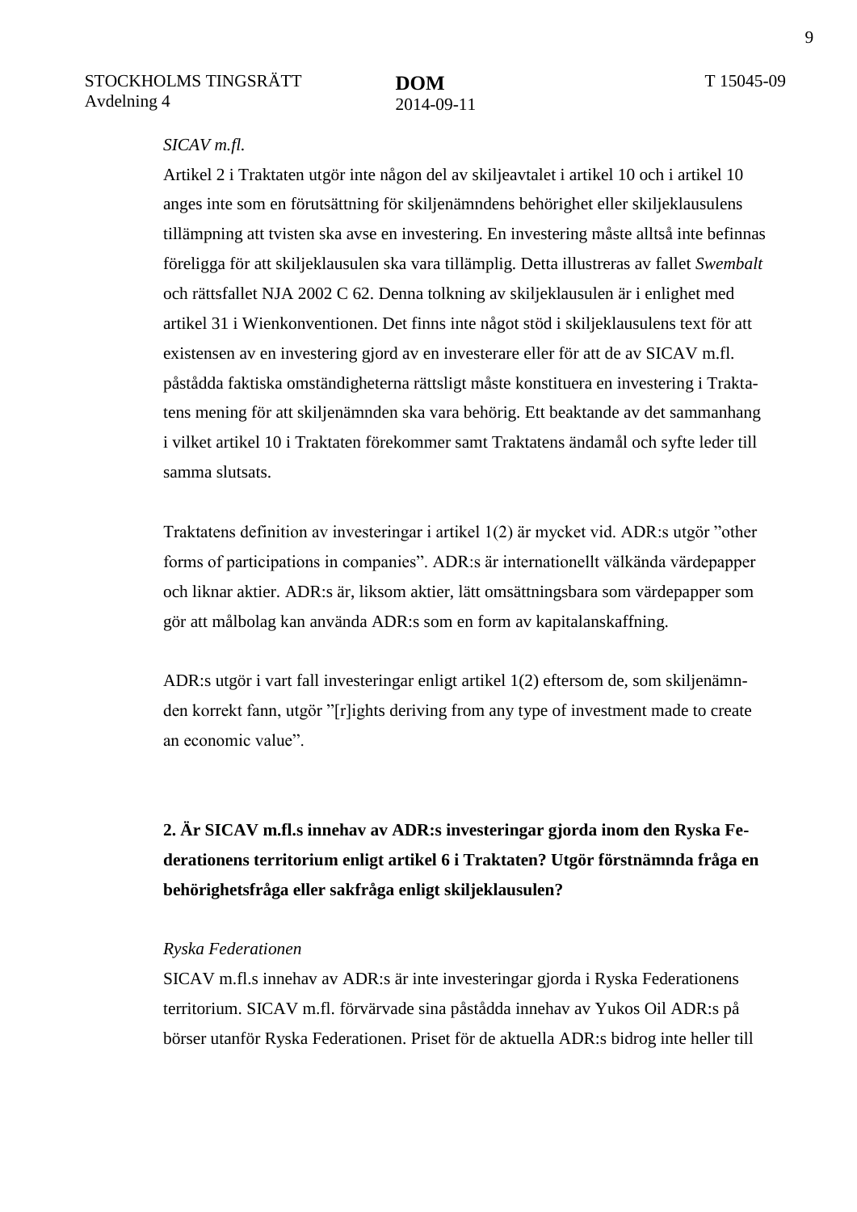*SICAV m.fl.*

Artikel 2 i Traktaten utgör inte någon del av skiljeavtalet i artikel 10 och i artikel 10 anges inte som en förutsättning för skiljenämndens behörighet eller skiljeklausulens tillämpning att tvisten ska avse en investering. En investering måste alltså inte befinnas föreligga för att skiljeklausulen ska vara tillämplig. Detta illustreras av fallet *Swembalt* och rättsfallet NJA 2002 C 62. Denna tolkning av skiljeklausulen är i enlighet med artikel 31 i Wienkonventionen. Det finns inte något stöd i skiljeklausulens text för att existensen av en investering gjord av en investerare eller för att de av SICAV m.fl. påstådda faktiska omständigheterna rättsligt måste konstituera en investering i Traktatens mening för att skiljenämnden ska vara behörig. Ett beaktande av det sammanhang i vilket artikel 10 i Traktaten förekommer samt Traktatens ändamål och syfte leder till samma slutsats.

Traktatens definition av investeringar i artikel 1(2) är mycket vid. ADR:s utgör ”other forms of participations in companies”. ADR:s är internationellt välkända värdepapper och liknar aktier. ADR:s är, liksom aktier, lätt omsättningsbara som värdepapper som gör att målbolag kan använda ADR:s som en form av kapitalanskaffning.

ADR:s utgör i vart fall investeringar enligt artikel 1(2) eftersom de, som skiljenämnden korrekt fann, utgör ”[r]ights deriving from any type of investment made to create an economic value”.

**2. Är SICAV m.fl.s innehav av ADR:s investeringar gjorda inom den Ryska Federationens territorium enligt artikel 6 i Traktaten? Utgör förstnämnda fråga en behörighetsfråga eller sakfråga enligt skiljeklausulen?**

*Ryska Federationen*

SICAV m.fl.s innehav av ADR:s är inte investeringar gjorda i Ryska Federationens territorium. SICAV m.fl. förvärvade sina påstådda innehav av Yukos Oil ADR:s på börser utanför Ryska Federationen. Priset för de aktuella ADR:s bidrog inte heller till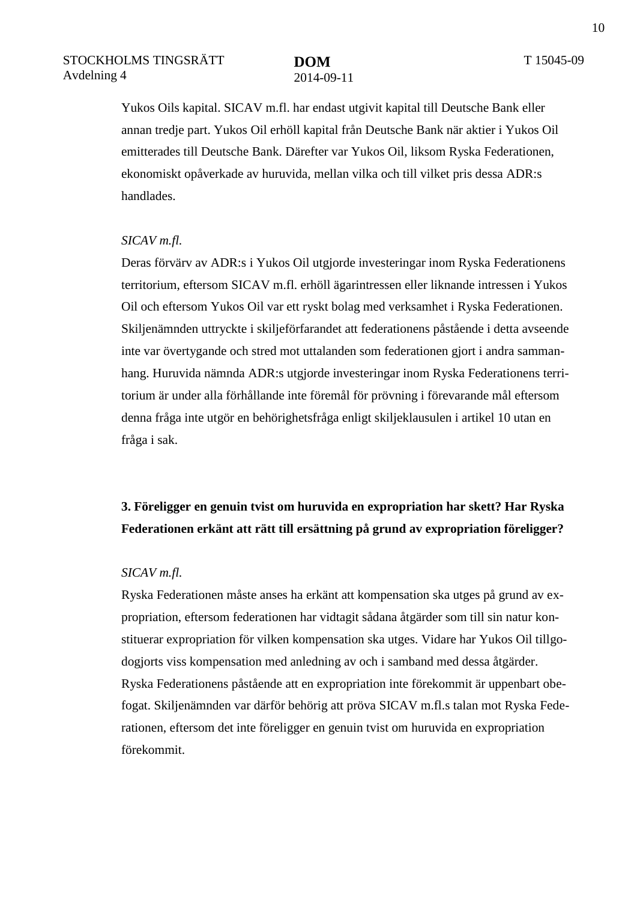Yukos Oils kapital. SICAV m.fl. har endast utgivit kapital till Deutsche Bank eller annan tredje part. Yukos Oil erhöll kapital från Deutsche Bank när aktier i Yukos Oil emitterades till Deutsche Bank. Därefter var Yukos Oil, liksom Ryska Federationen, ekonomiskt opåverkade av huruvida, mellan vilka och till vilket pris dessa ADR:s handlades.

*SICAV m.fl.*

Deras förvärv av ADR:s i Yukos Oil utgjorde investeringar inom Ryska Federationens territorium, eftersom SICAV m.fl. erhöll ägarintressen eller liknande intressen i Yukos Oil och eftersom Yukos Oil var ett ryskt bolag med verksamhet i Ryska Federationen. Skiljenämnden uttryckte i skiljeförfarandet att federationens påstående i detta avseende inte var övertygande och stred mot uttalanden som federationen gjort i andra sammanhang. Huruvida nämnda ADR:s utgjorde investeringar inom Ryska Federationens territorium är under alla förhållande inte föremål för prövning i förevarande mål eftersom denna fråga inte utgör en behörighetsfråga enligt skiljeklausulen i artikel 10 utan en fråga i sak.

**3. Föreligger en genuin tvist om huruvida en expropriation har skett? Har Ryska Federationen erkänt att rätt till ersättning på grund av expropriation föreligger?**

*SICAV m.fl.*

Ryska Federationen måste anses ha erkänt att kompensation ska utges på grund av expropriation, eftersom federationen har vidtagit sådana åtgärder som till sin natur konstituerar expropriation för vilken kompensation ska utges. Vidare har Yukos Oil tillgodogjorts viss kompensation med anledning av och i samband med dessa åtgärder. Ryska Federationens påstående att en expropriation inte förekommit är uppenbart obefogat. Skiljenämnden var därför behörig att pröva SICAV m.fl.s talan mot Ryska Federationen, eftersom det inte föreligger en genuin tvist om huruvida en expropriation förekommit.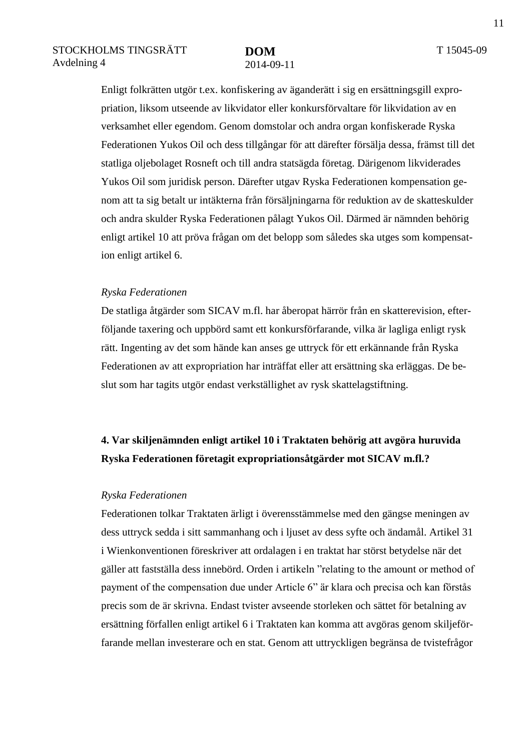Enligt folkrätten utgör t.ex. konfiskering av äganderätt i sig en ersättningsgill expropriation, liksom utseende av likvidator eller konkursförvaltare för likvidation av en verksamhet eller egendom. Genom domstolar och andra organ konfiskerade Ryska Federationen Yukos Oil och dess tillgångar för att därefter försälja dessa, främst till det statliga oljebolaget Rosneft och till andra statsägda företag. Därigenom likviderades Yukos Oil som juridisk person. Därefter utgav Ryska Federationen kompensation genom att ta sig betalt ur intäkterna från försäljningarna för reduktion av de skatteskulder och andra skulder Ryska Federationen pålagt Yukos Oil. Därmed är nämnden behörig enligt artikel 10 att pröva frågan om det belopp som således ska utges som kompensation enligt artikel 6.

*Ryska Federationen*

De statliga åtgärder som SICAV m.fl. har åberopat härrör från en skatterevision, efterföljande taxering och uppbörd samt ett konkursförfarande, vilka är lagliga enligt rysk rätt. Ingenting av det som hände kan anses ge uttryck för ett erkännande från Ryska Federationen av att expropriation har inträffat eller att ersättning ska erläggas. De beslut som har tagits utgör endast verkställighet av rysk skattelagstiftning.

**4. Var skiljenämnden enligt artikel 10 i Traktaten behörig att avgöra huruvida Ryska Federationen företagit expropriationsåtgärder mot SICAV m.fl.?**

*Ryska Federationen*

Federationen tolkar Traktaten ärligt i överensstämmelse med den gängse meningen av dess uttryck sedda i sitt sammanhang och i ljuset av dess syfte och ändamål. Artikel 31 i Wienkonventionen föreskriver att ordalagen i en traktat har störst betydelse när det gäller att fastställa dess innebörd. Orden i artikeln ”relating to the amount or method of payment of the compensation due under Article 6” är klara och precisa och kan förstås precis som de är skrivna. Endast tvister avseende storleken och sättet för betalning av ersättning förfallen enligt artikel 6 i Traktaten kan komma att avgöras genom skiljeförfarande mellan investerare och en stat. Genom att uttryckligen begränsa de tvistefrågor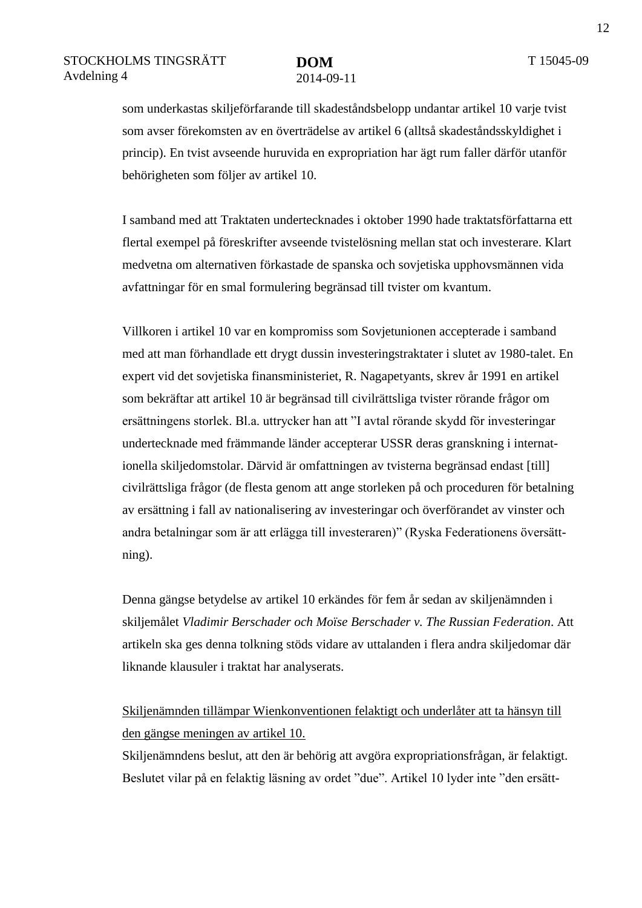som underkastas skiljeförfarande till skadeståndsbelopp undantar artikel 10 varje tvist som avser förekomsten av en överträdelse av artikel 6 (alltså skadeståndsskyldighet i princip). En tvist avseende huruvida en expropriation har ägt rum faller därför utanför behörigheten som följer av artikel 10.

I samband med att Traktaten undertecknades i oktober 1990 hade traktatsförfattarna ett flertal exempel på föreskrifter avseende tvistelösning mellan stat och investerare. Klart medvetna om alternativen förkastade de spanska och sovjetiska upphovsmännen vida avfattningar för en smal formulering begränsad till tvister om kvantum.

Villkoren i artikel 10 var en kompromiss som Sovjetunionen accepterade i samband med att man förhandlade ett drygt dussin investeringstraktater i slutet av 1980-talet. En expert vid det sovjetiska finansministeriet, R. Nagapetyants, skrev år 1991 en artikel som bekräftar att artikel 10 är begränsad till civilrättsliga tvister rörande frågor om ersättningens storlek. Bl.a. uttrycker han att ”I avtal rörande skydd för investeringar undertecknade med främmande länder accepterar USSR deras granskning i internationella skiljedomstolar. Därvid är omfattningen av tvisterna begränsad endast [till] civilrättsliga frågor (de flesta genom att ange storleken på och proceduren för betalning av ersättning i fall av nationalisering av investeringar och överförandet av vinster och andra betalningar som är att erlägga till investeraren)” (Ryska Federationens översättning).

Denna gängse betydelse av artikel 10 erkändes för fem år sedan av skiljenämnden i skiljemålet *Vladimir Berschader och Moïse Berschader v. The Russian Federation*. Att artikeln ska ges denna tolkning stöds vidare av uttalanden i flera andra skiljedomar där liknande klausuler i traktat har analyserats.

<u>Skiljenämnden tillämpar Wienkonventionen felaktigt och underlåter att ta hänsyn till den gängse meningen av artikel 10.</u>

Skiljenämndens beslut, att den är behörig att avgöra expropriationsfrågan, är felaktigt. Beslutet vilar på en felaktig läsning av ordet ”due”. Artikel 10 lyder inte ”den ersätt-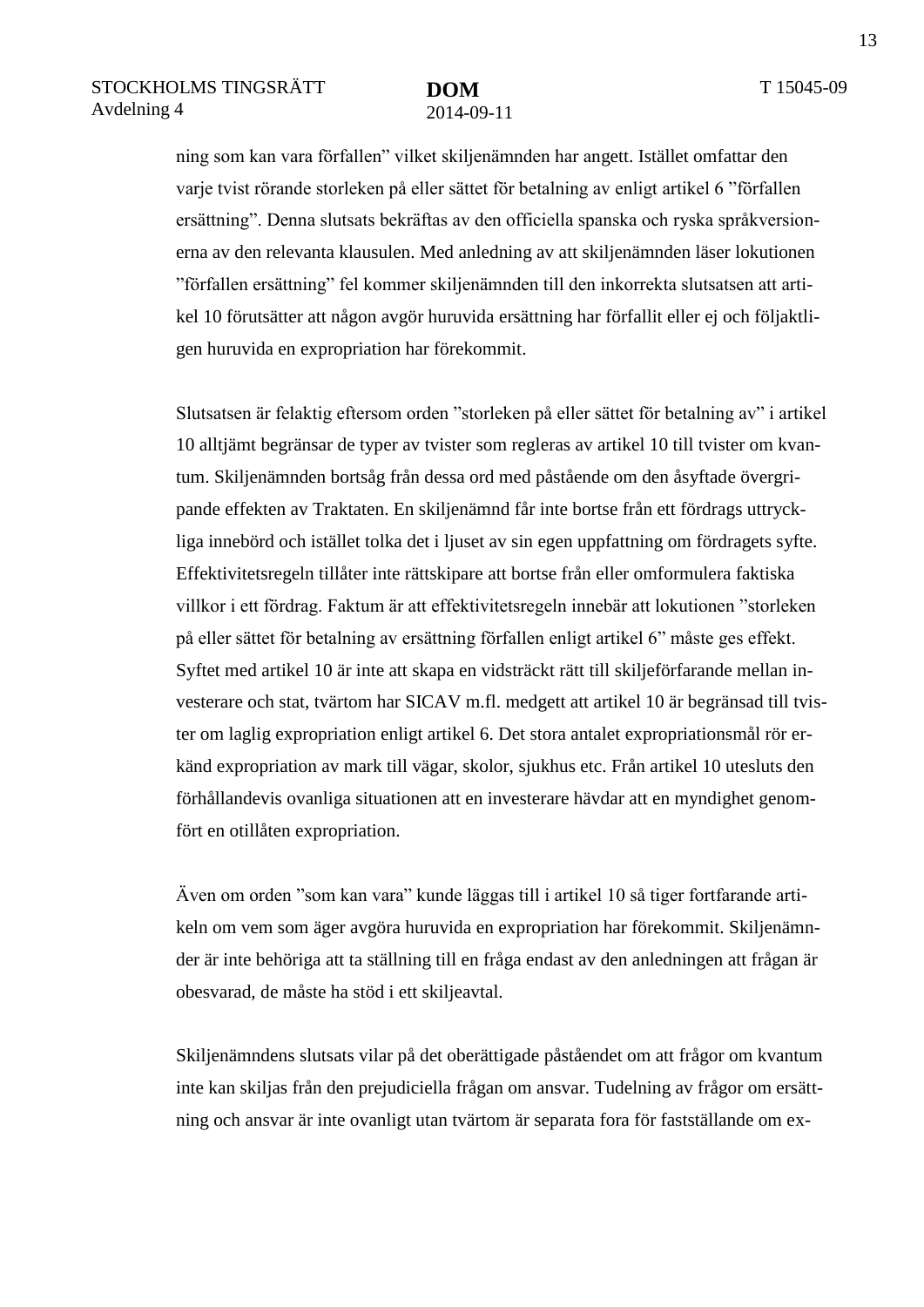ning som kan vara förfallen” vilket skiljenämnden har angett. Istället omfattar den varje tvist rörande storleken på eller sättet för betalning av enligt artikel 6 ”förfallen ersättning”. Denna slutsats bekräftas av den officiella spanska och ryska språkversionerna av den relevanta klausulen. Med anledning av att skiljenämnden läser lokutionen ”förfallen ersättning” fel kommer skiljenämnden till den inkorrekta slutsatsen att artikel 10 förutsätter att någon avgör huruvida ersättning har förfallit eller ej och följaktligen huruvida en expropriation har förekommit.

Slutsatsen är felaktig eftersom orden ”storleken på eller sättet för betalning av” i artikel 10 alltjämt begränsar de typer av tvister som regleras av artikel 10 till tvister om kvantum. Skiljenämnden bortsåg från dessa ord med påstående om den åsyftade övergripande effekten av Traktaten. En skiljenämnd får inte bortse från ett fördrags uttryckliga innebörd och istället tolka det i ljuset av sin egen uppfattning om fördragets syfte. Effektivitetsregeln tillåter inte rättskipare att bortse från eller omformulera faktiska villkor i ett fördrag. Faktum är att effektivitetsregeln innebär att lokutionen ”storleken på eller sättet för betalning av ersättning förfallen enligt artikel 6” måste ges effekt. Syftet med artikel 10 är inte att skapa en vidsträckt rätt till skiljeförfarande mellan investerare och stat, tvärtom har SICAV m.fl. medgett att artikel 10 är begränsad till tvister om laglig expropriation enligt artikel 6. Det stora antalet expropriationsmål rör erkänd expropriation av mark till vägar, skolor, sjukhus etc. Från artikel 10 utesluts den förhållandevis ovanliga situationen att en investerare hävdar att en myndighet genomfört en otillåten expropriation.

Även om orden ”som kan vara” kunde läggas till i artikel 10 så tiger fortfarande artikeln om vem som äger avgöra huruvida en expropriation har förekommit. Skiljenämnder är inte behöriga att ta ställning till en fråga endast av den anledningen att frågan är obesvarad, de måste ha stöd i ett skiljeavtal.

Skiljenämndens slutsats vilar på det oberättigade påståendet om att frågor om kvantum inte kan skiljas från den prejudiciella frågan om ansvar. Tudelning av frågor om ersättning och ansvar är inte ovanligt utan tvärtom är separata fora för fastställande om ex-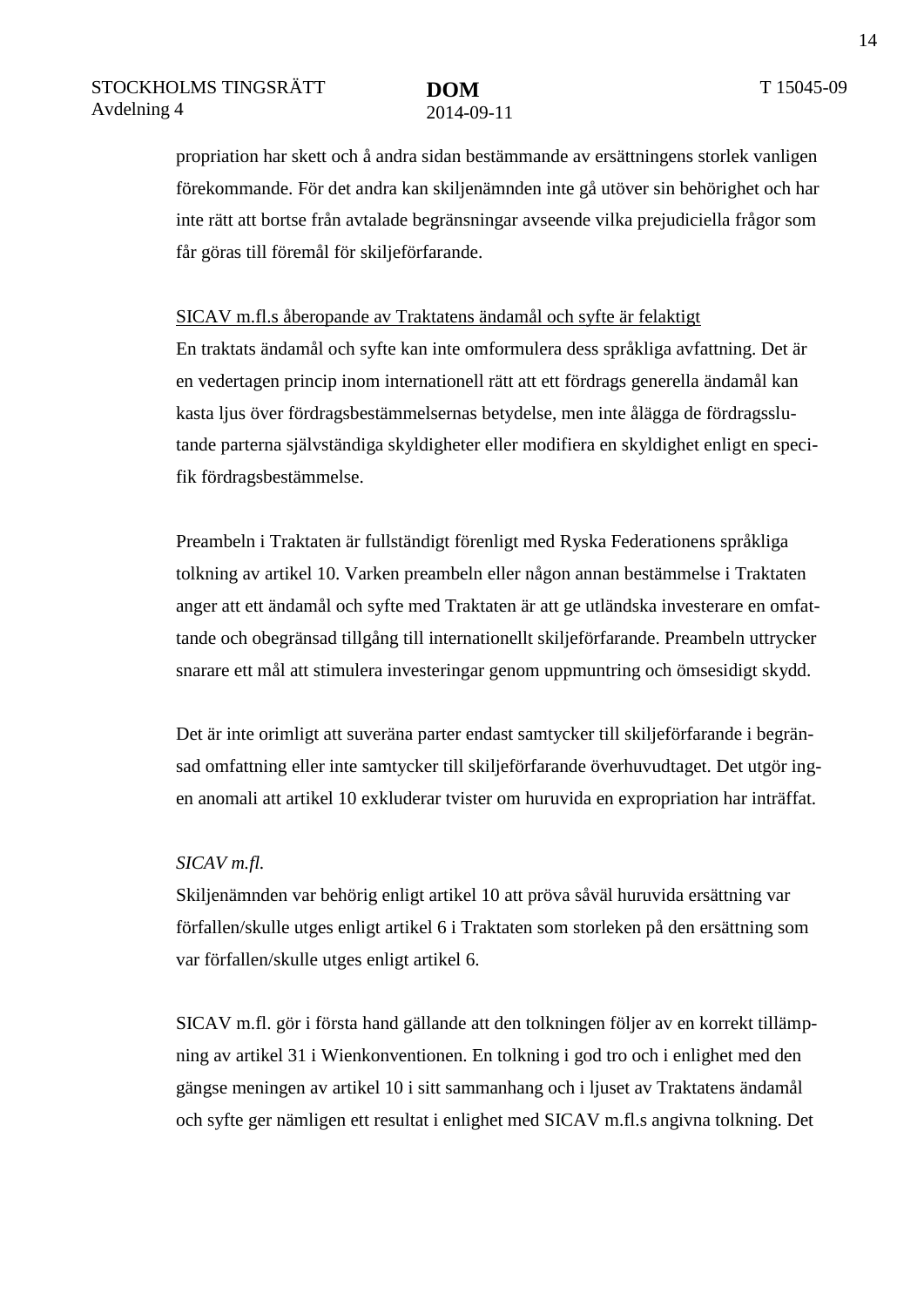propriation har skett och å andra sidan bestämmande av ersättningens storlek vanligen förekommande. För det andra kan skiljenämnden inte gå utöver sin behörighet och har inte rätt att bortse från avtalade begränsningar avseende vilka prejudiciella frågor som får göras till föremål för skiljeförfarande.

<u>SICAV m.fl.s åberopande av Traktatens ändamål och syfte är felaktigt</u>

En traktats ändamål och syfte kan inte omformulera dess språkliga avfattning. Det är en vedertagen princip inom internationell rätt att ett fördrags generella ändamål kan kasta ljus över fördragsbestämmelsernas betydelse, men inte ålägga de fördragsslutande parterna självständiga skyldigheter eller modifiera en skyldighet enligt en specifik fördragsbestämmelse.

Preambeln i Traktaten är fullständigt förenligt med Ryska Federationens språkliga tolkning av artikel 10. Varken preambeln eller någon annan bestämmelse i Traktaten anger att ett ändamål och syfte med Traktaten är att ge utländska investerare en omfattande och obegränsad tillgång till internationellt skiljeförfarande. Preambeln uttrycker snarare ett mål att stimulera investeringar genom uppmuntring och ömsesidigt skydd.

Det är inte orimligt att suveräna parter endast samtycker till skiljeförfarande i begränsad omfattning eller inte samtycker till skiljeförfarande överhuvudtaget. Det utgör ingen anomali att artikel 10 exkluderar tvister om huruvida en expropriation har inträffat.

*SICAV m.fl.*

Skiljenämnden var behörig enligt artikel 10 att pröva såväl huruvida ersättning var förfallen/skulle utges enligt artikel 6 i Traktaten som storleken på den ersättning som var förfallen/skulle utges enligt artikel 6.

SICAV m.fl. gör i första hand gällande att den tolkningen följer av en korrekt tillämpning av artikel 31 i Wienkonventionen. En tolkning i god tro och i enlighet med den gängse meningen av artikel 10 i sitt sammanhang och i ljuset av Traktatens ändamål och syfte ger nämligen ett resultat i enlighet med SICAV m.fl.s angivna tolkning. Det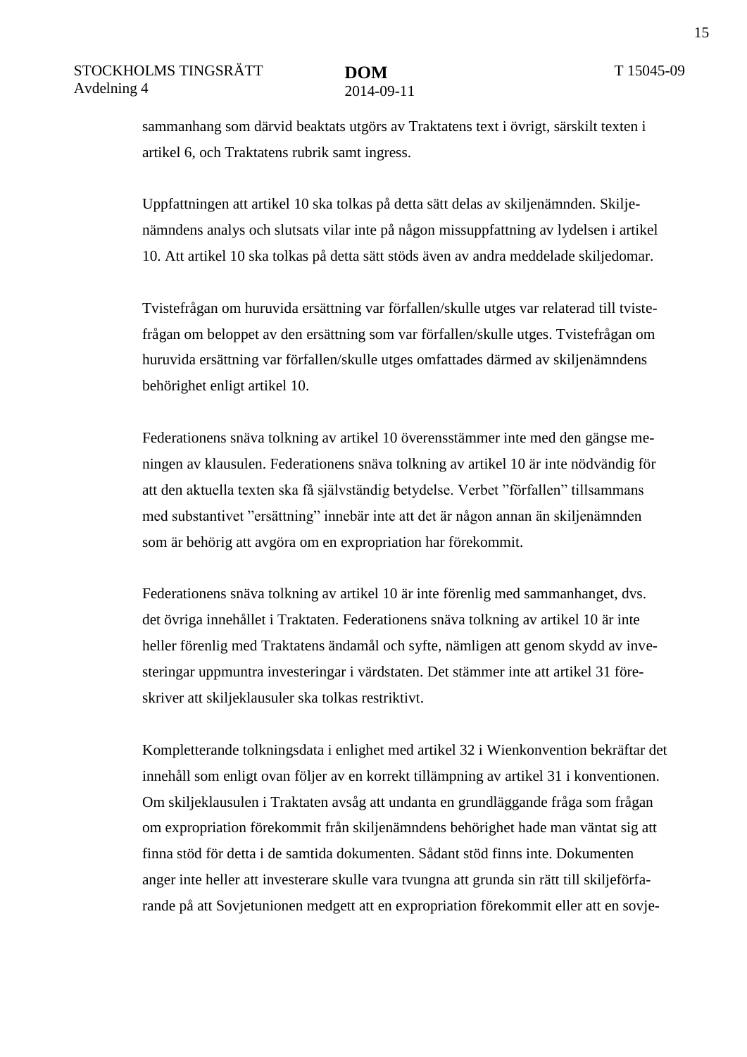sammanhang som därvid beaktats utgörs av Traktatens text i övrigt, särskilt texten i artikel 6, och Traktatens rubrik samt ingress.

Uppfattningen att artikel 10 ska tolkas på detta sätt delas av skiljenämnden. Skiljenämndens analys och slutsats vilar inte på någon missuppfattning av lydelsen i artikel 10. Att artikel 10 ska tolkas på detta sätt stöds även av andra meddelade skiljedomar.

Tvistefrågan om huruvida ersättning var förfallen/skulle utges var relaterad till tvistefrågan om beloppet av den ersättning som var förfallen/skulle utges. Tvistefrågan om huruvida ersättning var förfallen/skulle utges omfattades därmed av skiljenämndens behörighet enligt artikel 10.

Federationens snäva tolkning av artikel 10 överensstämmer inte med den gängse meningen av klausulen. Federationens snäva tolkning av artikel 10 är inte nödvändig för att den aktuella texten ska få självständig betydelse. Verbet ”förfallen” tillsammans med substantivet ”ersättning” innebär inte att det är någon annan än skiljenämnden som är behörig att avgöra om en expropriation har förekommit.

Federationens snäva tolkning av artikel 10 är inte förenlig med sammanhanget, dvs. det övriga innehållet i Traktaten. Federationens snäva tolkning av artikel 10 är inte heller förenlig med Traktatens ändamål och syfte, nämligen att genom skydd av investeringar uppmuntra investeringar i värdstaten. Det stämmer inte att artikel 31 föreskriver att skiljeklausuler ska tolkas restriktivt.

Kompletterande tolkningsdata i enlighet med artikel 32 i Wienkonvention bekräftar det innehåll som enligt ovan följer av en korrekt tillämpning av artikel 31 i konventionen. Om skiljeklausulen i Traktaten avsåg att undanta en grundläggande fråga som frågan om expropriation förekommit från skiljenämndens behörighet hade man väntat sig att finna stöd för detta i de samtida dokumenten. Sådant stöd finns inte. Dokumenten anger inte heller att investerare skulle vara tvungna att grunda sin rätt till skiljeförfarande på att Sovjetunionen medgett att en expropriation förekommit eller att en sovje-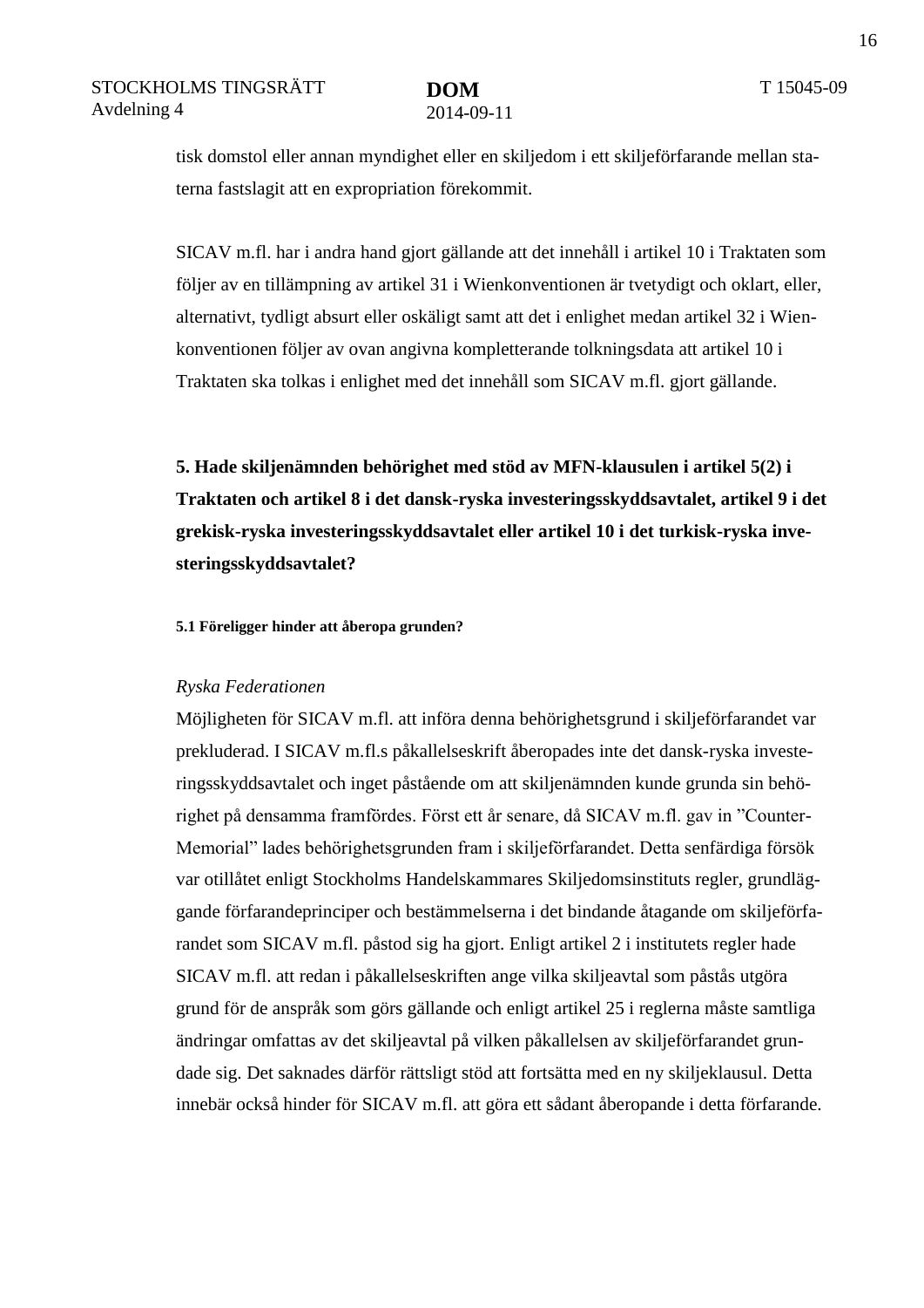tisk domstol eller annan myndighet eller en skiljedom i ett skiljeförfarande mellan staterna fastslagit att en expropriation förekommit.

SICAV m.fl. har i andra hand gjort gällande att det innehåll i artikel 10 i Traktaten som följer av en tillämpning av artikel 31 i Wienkonventionen är tvetydigt och oklart, eller, alternativt, tydligt absurt eller oskäligt samt att det i enlighet medan artikel 32 i Wienkonventionen följer av ovan angivna kompletterande tolkningsdata att artikel 10 i Traktaten ska tolkas i enlighet med det innehåll som SICAV m.fl. gjort gällande.

## 5. Hade skiljenämnden behörighet med stöd av MFN-klausulen i artikel 5(2) i Traktaten och artikel 8 i det dansk-ryska investeringsskyddsavtalet, artikel 9 i det grekisk-ryska investeringsskyddsavtalet eller artikel 10 i det turkisk-ryska investeringsskyddsavtalet?

### 5.1 Föreligger hinder att åberopa grunden?

*Ryska Federationen*

Möjligheten för SICAV m.fl. att införa denna behörighetsgrund i skiljeförfarandet var prekluderad. I SICAV m.fl.s påkallelseskrift åberopades inte det dansk-ryska investeringsskyddsavtalet och inget påstående om att skiljenämnden kunde grunda sin behörighet på densamma framfördes. Först ett år senare, då SICAV m.fl. gav in ”Counter-Memorial” lades behörighetsgrunden fram i skiljeförfarandet. Detta senfärdiga försök var otillåtet enligt Stockholms Handelskammares Skiljedomsinstituts regler, grundläggande förfarandeprinciper och bestämmelserna i det bindande åtagande om skiljeförfarandet som SICAV m.fl. påstod sig ha gjort. Enligt artikel 2 i institutets regler hade SICAV m.fl. att redan i påkallelseskriften ange vilka skiljeavtal som påstås utgöra grund för de anspråk som görs gällande och enligt artikel 25 i reglerna måste samtliga ändringar omfattas av det skiljeavtal på vilken påkallelsen av skiljeförfarandet grundade sig. Det saknades därför rättsligt stöd att fortsätta med en ny skiljeklausul. Detta innebär också hinder för SICAV m.fl. att göra ett sådant åberopande i detta förfarande.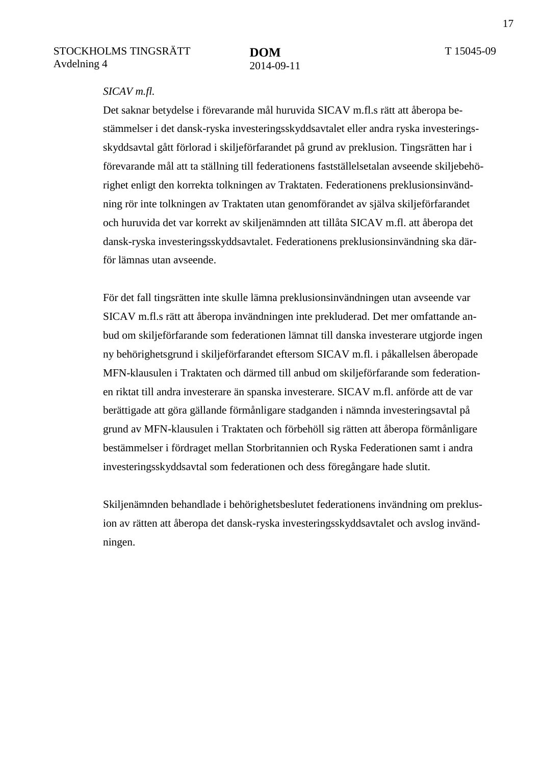*SICAV m.fl.*

Det saknar betydelse i förevarande mål huruvida SICAV m.fl.s rätt att åberopa bestämmelser i det dansk-ryska investeringsskyddsavtalet eller andra ryska investeringsskyddsavtal gått förlorad i skiljeförfarandet på grund av preklusion. Tingsrätten har i förevarande mål att ta ställning till federationens fastställelsetalan avseende skiljebehörighet enligt den korrekta tolkningen av Traktaten. Federationens preklusionsinvändning rör inte tolkningen av Traktaten utan genomförandet av själva skiljeförfarandet och huruvida det var korrekt av skiljenämnden att tillåta SICAV m.fl. att åberopa det dansk-ryska investeringsskyddsavtalet. Federationens preklusionsinvändning ska därför lämnas utan avseende.

För det fall tingsrätten inte skulle lämna preklusionsinvändningen utan avseende var SICAV m.fl.s rätt att åberopa invändningen inte prekluderad. Det mer omfattande anbud om skiljeförfarande som federationen lämnat till danska investerare utgjorde ingen ny behörighetsgrund i skiljeförfarandet eftersom SICAV m.fl. i påkallelsen åberopade MFN-klausulen i Traktaten och därmed till anbud om skiljeförfarande som federationen riktat till andra investerare än spanska investerare. SICAV m.fl. anförde att de var berättigade att göra gällande förmånligare stadganden i nämnda investeringsavtal på grund av MFN-klausulen i Traktaten och förbehöll sig rätten att åberopa förmånligare bestämmelser i fördraget mellan Storbritannien och Ryska Federationen samt i andra investeringsskyddsavtal som federationen och dess föregångare hade slutit.

Skiljenämnden behandlade i behörighetsbeslutet federationens invändning om preklusion av rätten att åberopa det dansk-ryska investeringsskyddsavtalet och avslog invändningen.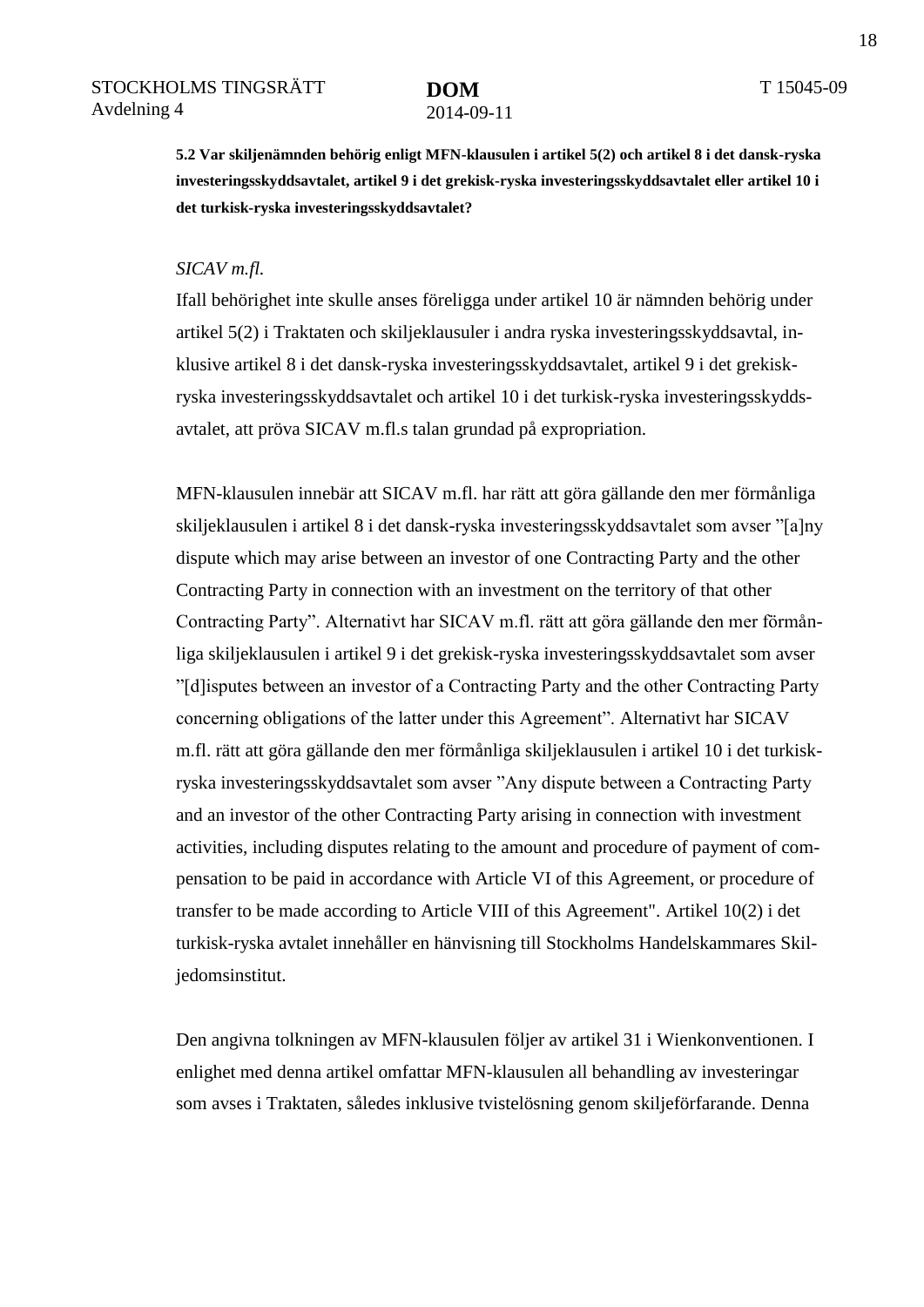**5.2 Var skiljenämnden behörig enligt MFN-klausulen i artikel 5(2) och artikel 8 i det dansk-ryska investeringsskyddsavtalet, artikel 9 i det grekisk-ryska investeringsskyddsavtalet eller artikel 10 i det turkisk-ryska investeringsskyddsavtalet?**

*SICAV m.fl.*

Ifall behörighet inte skulle anses föreligga under artikel 10 är nämnden behörig under artikel 5(2) i Traktaten och skiljeklausuler i andra ryska investeringsskyddsavtal, inklusive artikel 8 i det dansk-ryska investeringsskyddsavtalet, artikel 9 i det grekisk-ryska investeringsskyddsavtalet och artikel 10 i det turkisk-ryska investeringsskyddsavtalet, att pröva SICAV m.fl.s talan grundad på expropriation.

MFN-klausulen innebär att SICAV m.fl. har rätt att göra gällande den mer förmånliga skiljeklausulen i artikel 8 i det dansk-ryska investeringsskyddsavtalet som avser "[a]ny dispute which may arise between an investor of one Contracting Party and the other Contracting Party in connection with an investment on the territory of that other Contracting Party". Alternativt har SICAV m.fl. rätt att göra gällande den mer förmånliga skiljeklausulen i artikel 9 i det grekisk-ryska investeringsskyddsavtalet som avser "[d]isputes between an investor of a Contracting Party and the other Contracting Party concerning obligations of the latter under this Agreement". Alternativt har SICAV m.fl. rätt att göra gällande den mer förmånliga skiljeklausulen i artikel 10 i det turkisk-ryska investeringsskyddsavtalet som avser "Any dispute between a Contracting Party and an investor of the other Contracting Party arising in connection with investment activities, including disputes relating to the amount and procedure of payment of compensation to be paid in accordance with Article VI of this Agreement, or procedure of transfer to be made according to Article VIII of this Agreement". Artikel 10(2) i det turkisk-ryska avtalet innehåller en hänvisning till Stockholms Handelskammares Skiljedomsinstitut.

Den angivna tolkningen av MFN-klausulen följer av artikel 31 i Wienkonventionen. I enlighet med denna artikel omfattar MFN-klausulen all behandling av investeringar som avses i Traktaten, således inklusive tvistelösning genom skiljeförfarande. Denna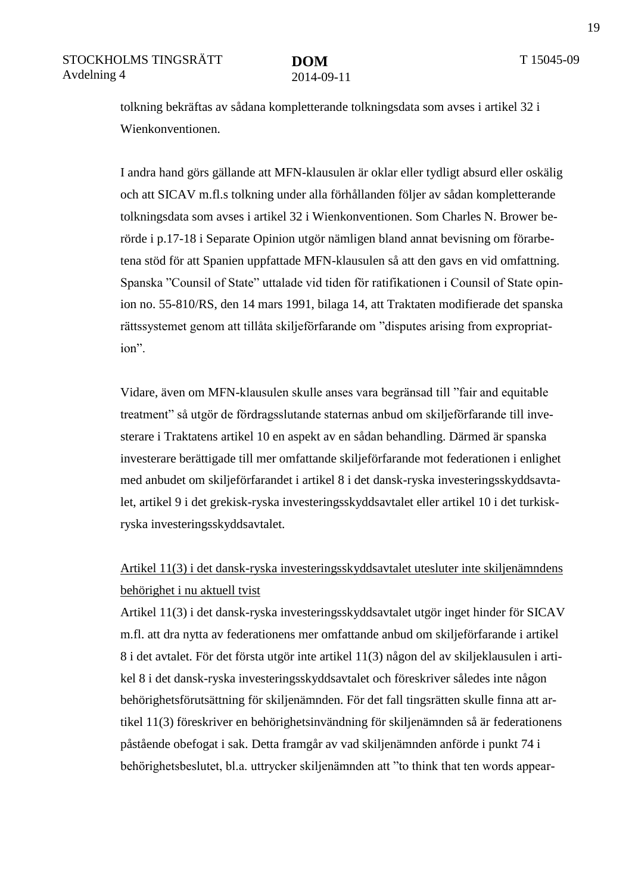tolkning bekräftas av sådana kompletterande tolkningsdata som avses i artikel 32 i Wienkonventionen.

I andra hand görs gällande att MFN-klausulen är oklar eller tydligt absurd eller oskälig och att SICAV m.fl.s tolkning under alla förhållanden följer av sådan kompletterande tolkningsdata som avses i artikel 32 i Wienkonventionen. Som Charles N. Brower berörde i p.17-18 i Separate Opinion utgör nämligen bland annat bevisning om förarbetena stöd för att Spanien uppfattade MFN-klausulen så att den gavs en vid omfattning. Spanska "Counsil of State" uttalade vid tiden för ratifikationen i Counsil of State opinion no. 55-810/RS, den 14 mars 1991, bilaga 14, att Traktaten modifierade det spanska rättssystemet genom att tillåta skiljeförfarande om "disputes arising from expropriation".

Vidare, även om MFN-klausulen skulle anses vara begränsad till "fair and equitable treatment" så utgör de fördragsslutande staternas anbud om skiljeförfarande till investerare i Traktatens artikel 10 en aspekt av en sådan behandling. Därmed är spanska investerare berättigade till mer omfattande skiljeförfarande mot federationen i enlighet med anbudet om skiljeförfarandet i artikel 8 i det dansk-ryska investeringsskyddsavtalet, artikel 9 i det grekisk-ryska investeringsskyddsavtalet eller artikel 10 i det turkisk-ryska investeringsskyddsavtalet.

<u>Artikel 11(3) i det dansk-ryska investeringsskyddsavtalet utesluter inte skiljenämndens behörighet i nu aktuell tvist</u>

Artikel 11(3) i det dansk-ryska investeringsskyddsavtalet utgör inget hinder för SICAV m.fl. att dra nytta av federationens mer omfattande anbud om skiljeförfarande i artikel 8 i det avtalet. För det första utgör inte artikel 11(3) någon del av skiljeklausulen i artikel 8 i det dansk-ryska investeringsskyddsavtalet och föreskriver således inte någon behörighetsförutsättning för skiljenämnden. För det fall tingsrätten skulle finna att artikel 11(3) föreskriver en behörighetsinvändning för skiljenämnden så är federationens påstående obefogat i sak. Detta framgår av vad skiljenämnden anförde i punkt 74 i behörighetsbeslutet, bl.a. uttrycker skiljenämnden att "to think that ten words appear-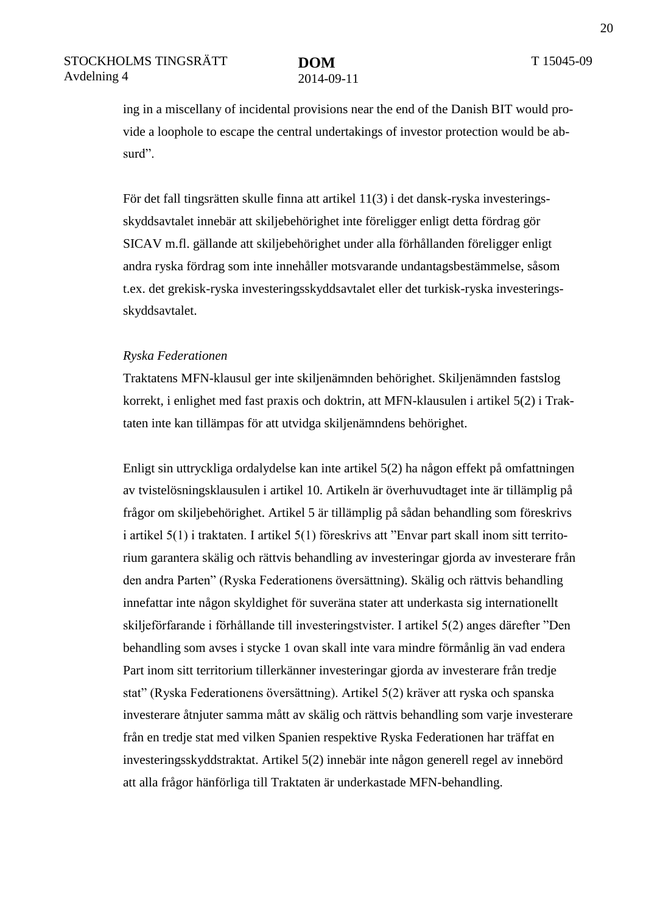ing in a miscellany of incidental provisions near the end of the Danish BIT would provide a loophole to escape the central undertakings of investor protection would be absurd".

För det fall tingsrätten skulle finna att artikel 11(3) i det dansk-ryska investeringsskyddsavtalet innebär att skiljebehörighet inte föreligger enligt detta fördrag gör SICAV m.fl. gällande att skiljebehörighet under alla förhållanden föreligger enligt andra ryska fördrag som inte innehåller motsvarande undantagsbestämmelse, såsom t.ex. det grekisk-ryska investeringsskyddsavtalet eller det turkisk-ryska investeringsskyddsavtalet.

*Ryska Federationen*

Traktatens MFN-klausul ger inte skiljenämnden behörighet. Skiljenämnden fastslog korrekt, i enlighet med fast praxis och doktrin, att MFN-klausulen i artikel 5(2) i Traktaten inte kan tillämpas för att utvidga skiljenämndens behörighet.

Enligt sin uttryckliga ordalydelse kan inte artikel 5(2) ha någon effekt på omfattningen av tvistelösningsklausulen i artikel 10. Artikeln är överhuvudtaget inte är tillämplig på frågor om skiljebehörighet. Artikel 5 är tillämplig på sådan behandling som föreskrivs i artikel 5(1) i traktaten. I artikel 5(1) föreskrivs att "Envar part skall inom sitt territorium garantera skälig och rättvis behandling av investeringar gjorda av investerare från den andra Parten" (Ryska Federationens översättning). Skälig och rättvis behandling innefattar inte någon skyldighet för suveräna stater att underkasta sig internationellt skiljeförfarande i förhållande till investeringstvister. I artikel 5(2) anges därefter "Den behandling som avses i stycke 1 ovan skall inte vara mindre förmånlig än vad endera Part inom sitt territorium tillerkänner investeringar gjorda av investerare från tredje stat" (Ryska Federationens översättning). Artikel 5(2) kräver att ryska och spanska investerare åtnjuter samma mått av skälig och rättvis behandling som varje investerare från en tredje stat med vilken Spanien respektive Ryska Federationen har träffat en investeringsskyddstraktat. Artikel 5(2) innebär inte någon generell regel av innebörd att alla frågor hänförliga till Traktaten är underkastade MFN-behandling.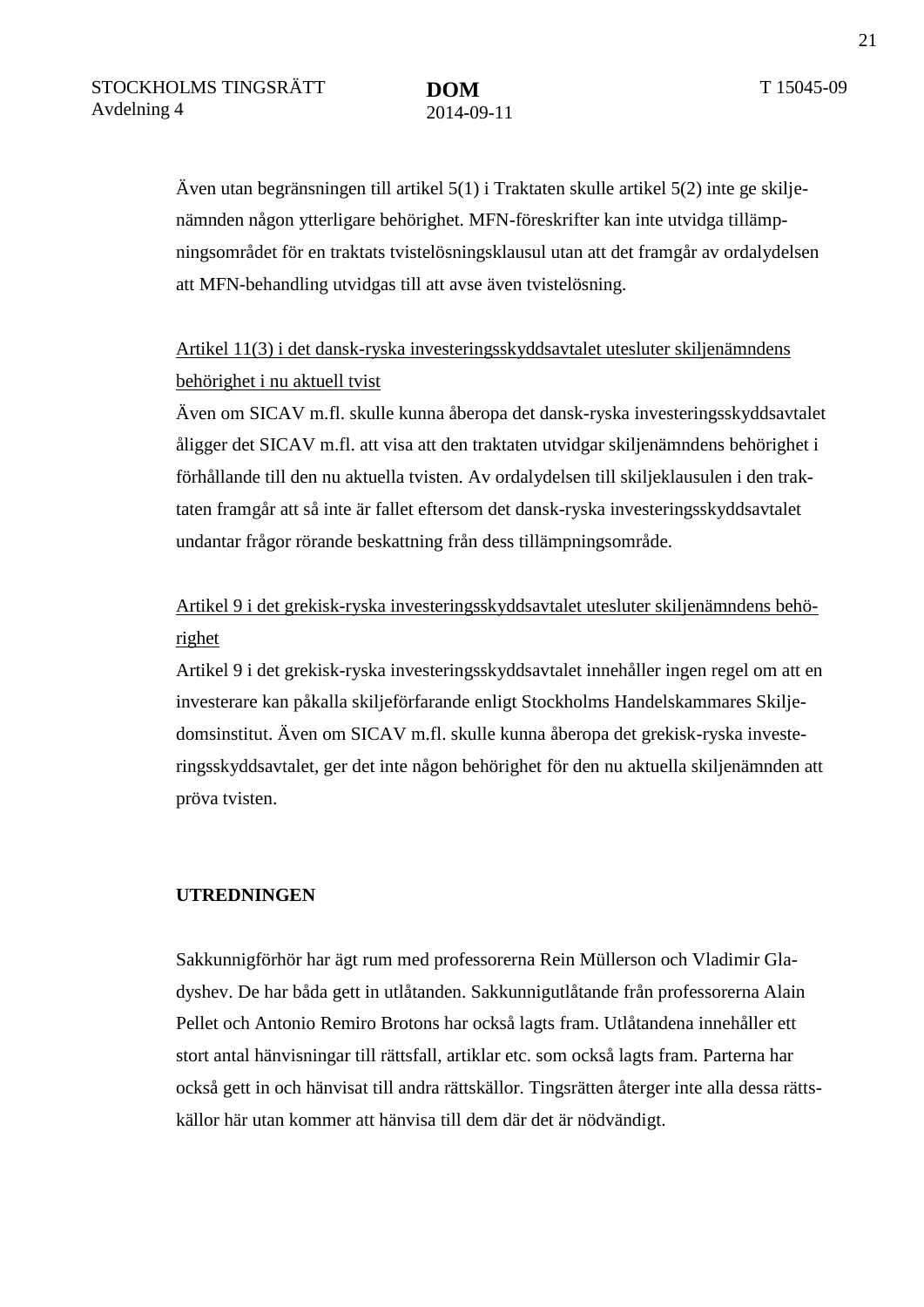Även utan begränsningen till artikel 5(1) i Traktaten skulle artikel 5(2) inte ge skiljenämnden någon ytterligare behörighet. MFN-föreskrifter kan inte utvidga tillämpningsområdet för en traktats tvistelösningsklausul utan att det framgår av ordalydelsen att MFN-behandling utvidgas till att avse även tvistelösning.

<u>Artikel 11(3) i det dansk-ryska investeringsskyddsavtalet utesluter skiljenämndens behörighet i nu aktuell tvist</u>

Även om SICAV m.fl. skulle kunna åberopa det dansk-ryska investeringsskyddsavtalet åligger det SICAV m.fl. att visa att den traktaten utvidgar skiljenämndens behörighet i förhållande till den nu aktuella tvisten. Av ordalydelsen till skiljeklausulen i den traktaten framgår att så inte är fallet eftersom det dansk-ryska investeringsskyddsavtalet undantar frågor rörande beskattning från dess tillämpningsområde.

<u>Artikel 9 i det grekisk-ryska investeringsskyddsavtalet utesluter skiljenämndens behörighet</u>

Artikel 9 i det grekisk-ryska investeringsskyddsavtalet innehåller ingen regel om att en investerare kan påkalla skiljeförfarande enligt Stockholms Handelskammares Skiljedomsinstitut. Även om SICAV m.fl. skulle kunna åberopa det grekisk-ryska investeringsskyddsavtalet, ger det inte någon behörighet för den nu aktuella skiljenämnden att pröva tvisten.

**UTREDNINGEN**

Sakkunnigförhör har ägt rum med professorerna Rein Müllerson och Vladimir Gladyshev. De har båda gett in utlåtanden. Sakkunnigutlåtande från professorerna Alain Pellet och Antonio Remiro Brotons har också lagts fram. Utlåtandena innehåller ett stort antal hänvisningar till rättsfall, artiklar etc. som också lagts fram. Parterna har också gett in och hänvisat till andra rättskällor. Tingsrätten återger inte alla dessa rättskällor här utan kommer att hänvisa till dem där det är nödvändigt.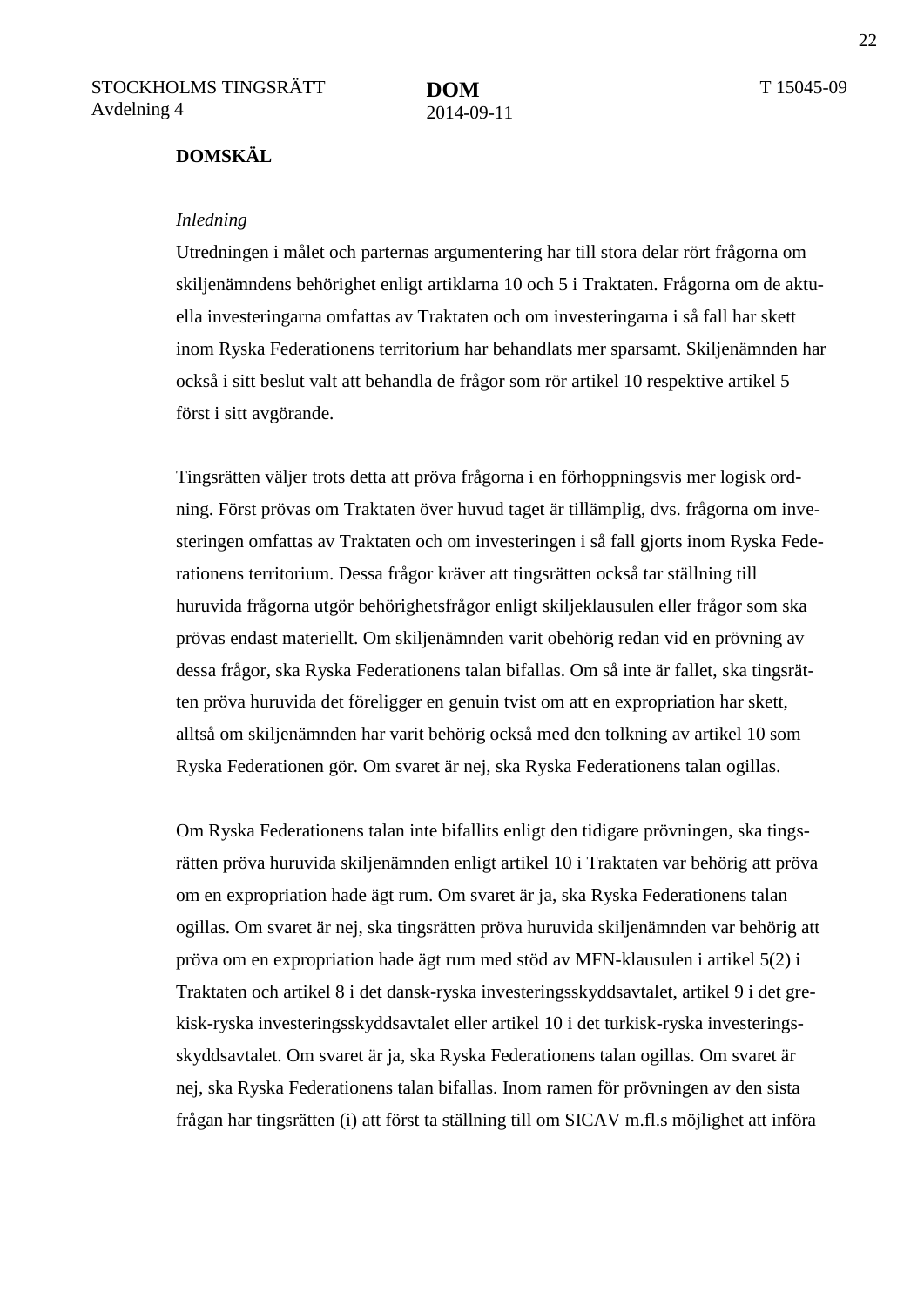**DOMSKÄL**

*Inledning*

Utredningen i målet och parternas argumentering har till stora delar rört frågorna om skiljenämndens behörighet enligt artiklarna 10 och 5 i Traktaten. Frågorna om de aktuella investeringarna omfattas av Traktaten och om investeringarna i så fall har skett inom Ryska Federationens territorium har behandlats mer sparsamt. Skiljenämnden har också i sitt beslut valt att behandla de frågor som rör artikel 10 respektive artikel 5 först i sitt avgörande.

Tingsrätten väljer trots detta att pröva frågorna i en förhoppningsvis mer logisk ordning. Först prövas om Traktaten över huvud taget är tillämplig, dvs. frågorna om investeringen omfattas av Traktaten och om investeringen i så fall gjorts inom Ryska Federationens territorium. Dessa frågor kräver att tingsrätten också tar ställning till huruvida frågorna utgör behörighetsfrågor enligt skiljeklausulen eller frågor som ska prövas endast materiellt. Om skiljenämnden varit obehörig redan vid en prövning av dessa frågor, ska Ryska Federationens talan bifallas. Om så inte är fallet, ska tingsrätten pröva huruvida det föreligger en genuin tvist om att en expropriation har skett, alltså om skiljenämnden har varit behörig också med den tolkning av artikel 10 som Ryska Federationen gör. Om svaret är nej, ska Ryska Federationens talan ogillas.

Om Ryska Federationens talan inte bifallits enligt den tidigare prövningen, ska tingsrätten pröva huruvida skiljenämnden enligt artikel 10 i Traktaten var behörig att pröva om en expropriation hade ägt rum. Om svaret är ja, ska Ryska Federationens talan ogillas. Om svaret är nej, ska tingsrätten pröva huruvida skiljenämnden var behörig att pröva om en expropriation hade ägt rum med stöd av MFN-klausulen i artikel 5(2) i Traktaten och artikel 8 i det dansk-ryska investeringsskyddsavtalet, artikel 9 i det grekisk-ryska investeringsskyddsavtalet eller artikel 10 i det turkisk-ryska investeringsskyddsavtalet. Om svaret är ja, ska Ryska Federationens talan ogillas. Om svaret är nej, ska Ryska Federationens talan bifallas. Inom ramen för prövningen av den sista frågan har tingsrätten (i) att först ta ställning till om SICAV m.fl.s möjlighet att införa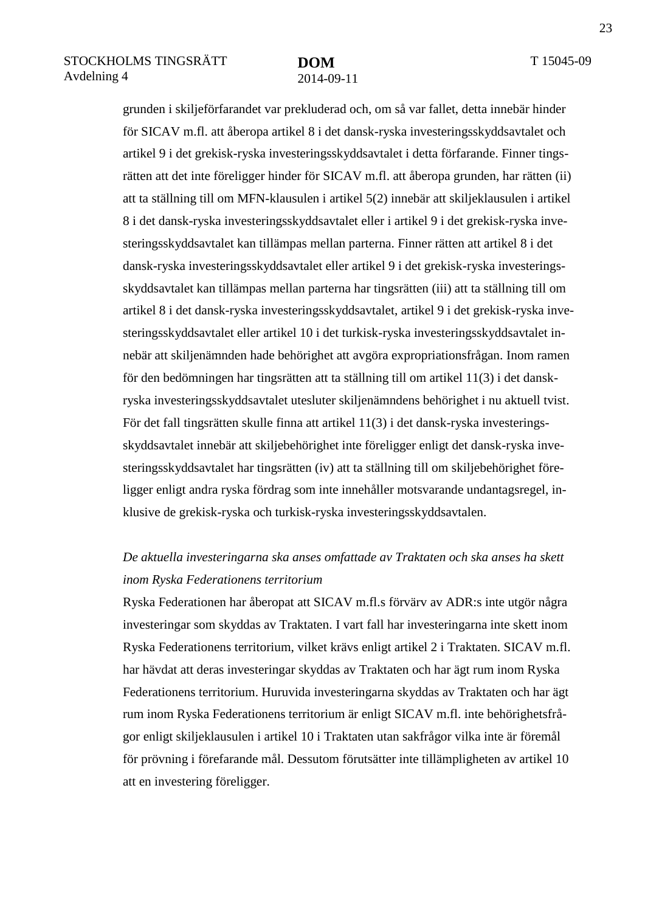grunden i skiljeförfarandet var prekluderad och, om så var fallet, detta innebär hinder för SICAV m.fl. att åberopa artikel 8 i det dansk-ryska investeringsskyddsavtalet och artikel 9 i det grekisk-ryska investeringsskyddsavtalet i detta förfarande. Finner tingsrätten att det inte föreligger hinder för SICAV m.fl. att åberopa grunden, har rätten (ii) att ta ställning till om MFN-klausulen i artikel 5(2) innebär att skiljeklausulen i artikel 8 i det dansk-ryska investeringsskyddsavtalet eller i artikel 9 i det grekisk-ryska investeringsskyddsavtalet kan tillämpas mellan parterna. Finner rätten att artikel 8 i det dansk-ryska investeringsskyddsavtalet eller artikel 9 i det grekisk-ryska investeringsskyddsavtalet kan tillämpas mellan parterna har tingsrätten (iii) att ta ställning till om artikel 8 i det dansk-ryska investeringsskyddsavtalet, artikel 9 i det grekisk-ryska investeringsskyddsavtalet eller artikel 10 i det turkisk-ryska investeringsskyddsavtalet innebär att skiljenämnden hade behörighet att avgöra expropriationsfrågan. Inom ramen för den bedömningen har tingsrätten att ta ställning till om artikel 11(3) i det dansk-ryska investeringsskyddsavtalet utesluter skiljenämndens behörighet i nu aktuell tvist. För det fall tingsrätten skulle finna att artikel 11(3) i det dansk-ryska investeringsskyddsavtalet innebär att skiljebehörighet inte föreligger enligt det dansk-ryska investeringsskyddsavtalet har tingsrätten (iv) att ta ställning till om skiljebehörighet föreligger enligt andra ryska fördrag som inte innehåller motsvarande undantagsregel, inklusive de grekisk-ryska och turkisk-ryska investeringsskyddsavtalen.

*De aktuella investeringarna ska anses omfattade av Traktaten och ska anses ha skett inom Ryska Federationens territorium*

Ryska Federationen har åberopat att SICAV m.fl.s förvärv av ADR:s inte utgör några investeringar som skyddas av Traktaten. I vart fall har investeringarna inte skett inom Ryska Federationens territorium, vilket krävs enligt artikel 2 i Traktaten. SICAV m.fl. har hävdat att deras investeringar skyddas av Traktaten och har ägt rum inom Ryska Federationens territorium. Huruvida investeringarna skyddas av Traktaten och har ägt rum inom Ryska Federationens territorium är enligt SICAV m.fl. inte behörighetsfrågor enligt skiljeklausulen i artikel 10 i Traktaten utan sakfrågor vilka inte är föremål för prövning i förefarande mål. Dessutom förutsätter inte tillämpligheten av artikel 10 att en investering föreligger.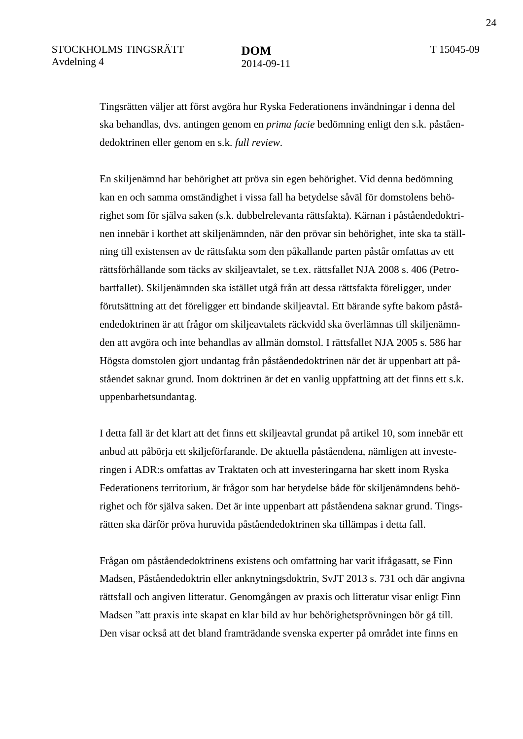Tingsrätten väljer att först avgöra hur Ryska Federationens invändningar i denna del ska behandlas, dvs. antingen genom en *prima facie* bedömning enligt den s.k. påståendedoktrinen eller genom en s.k. *full review*.

En skiljenämnd har behörighet att pröva sin egen behörighet. Vid denna bedömning kan en och samma omständighet i vissa fall ha betydelse såväl för domstolens behörighet som för själva saken (s.k. dubbelrelevanta rättsfakta). Kärnan i påståendedoktrinen innebär i korthet att skiljenämnden, när den prövar sin behörighet, inte ska ta ställning till existensen av de rättsfakta som den påkallande parten påstår omfattas av ett rättsförhållande som täcks av skiljeavtalet, se t.ex. rättsfallet NJA 2008 s. 406 (Petrobartfallet). Skiljenämnden ska istället utgå från att dessa rättsfakta föreligger, under förutsättning att det föreligger ett bindande skiljeavtal. Ett bärande syfte bakom påståendedoktrinen är att frågor om skiljeavtalets räckvidd ska överlämnas till skiljenämnden att avgöra och inte behandlas av allmän domstol. I rättsfallet NJA 2005 s. 586 har Högsta domstolen gjort undantag från påståendedoktrinen när det är uppenbart att påståendet saknar grund. Inom doktrinen är det en vanlig uppfattning att det finns ett s.k. uppenbarhetsundantag.

I detta fall är det klart att det finns ett skiljeavtal grundat på artikel 10, som innebär ett anbud att påbörja ett skiljeförfarande. De aktuella påståendena, nämligen att investeringen i ADR:s omfattas av Traktaten och att investeringarna har skett inom Ryska Federationens territorium, är frågor som har betydelse både för skiljenämndens behörighet och för själva saken. Det är inte uppenbart att påståendena saknar grund. Tingsrätten ska därför pröva huruvida påståendedoktrinen ska tillämpas i detta fall.

Frågan om påståendedoktrinens existens och omfattning har varit ifrågasatt, se Finn Madsen, Påståendedoktrin eller anknytningsdoktrin, SvJT 2013 s. 731 och där angivna rättsfall och angiven litteratur. Genomgången av praxis och litteratur visar enligt Finn Madsen ”att praxis inte skapat en klar bild av hur behörighetsprövningen bör gå till. Den visar också att det bland framträdande svenska experter på området inte finns en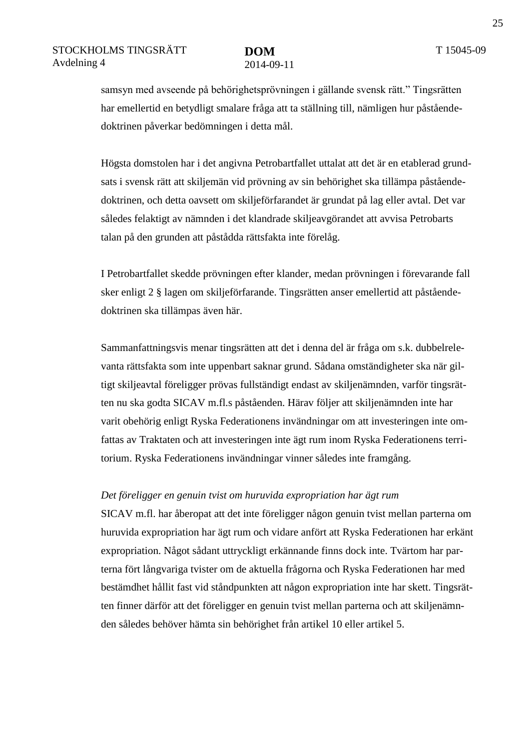samsyn med avseende på behörighetsprövningen i gällande svensk rätt.” Tingsrätten har emellertid en betydligt smalare fråga att ta ställning till, nämligen hur påståendedoktrinen påverkar bedömningen i detta mål.

Högsta domstolen har i det angivna Petrobartfallet uttalat att det är en etablerad grundsats i svensk rätt att skiljemän vid prövning av sin behörighet ska tillämpa påståendedoktrinen, och detta oavsett om skiljeförfarandet är grundat på lag eller avtal. Det var således felaktigt av nämnden i det klandrade skiljeavgörandet att avvisa Petrobarts talan på den grunden att påstådda rättsfakta inte förelåg.

I Petrobartfallet skedde prövningen efter klander, medan prövningen i förevarande fall sker enligt 2 § lagen om skiljeförfarande. Tingsrätten anser emellertid att påståendedoktrinen ska tillämpas även här.

Sammanfattningsvis menar tingsrätten att det i denna del är fråga om s.k. dubbelrelevanta rättsfakta som inte uppenbart saknar grund. Sådana omständigheter ska när giltigt skiljeavtal föreligger prövas fullständigt endast av skiljenämnden, varför tingsrätten nu ska godta SICAV m.fl.s påståenden. Härav följer att skiljenämnden inte har varit obehörig enligt Ryska Federationens invändningar om att investeringen inte omfattas av Traktaten och att investeringen inte ägt rum inom Ryska Federationens territorium. Ryska Federationens invändningar vinner således inte framgång.

*Det föreligger en genuin tvist om huruvida expropriation har ägt rum*

SICAV m.fl. har åberopat att det inte föreligger någon genuin tvist mellan parterna om huruvida expropriation har ägt rum och vidare anfört att Ryska Federationen har erkänt expropriation. Något sådant uttryckligt erkännande finns dock inte. Tvärtom har parterna fört långvariga tvister om de aktuella frågorna och Ryska Federationen har med bestämdhet hållit fast vid ståndpunkten att någon expropriation inte har skett. Tingsrätten finner därför att det föreligger en genuin tvist mellan parterna och att skiljenämnden således behöver hämta sin behörighet från artikel 10 eller artikel 5.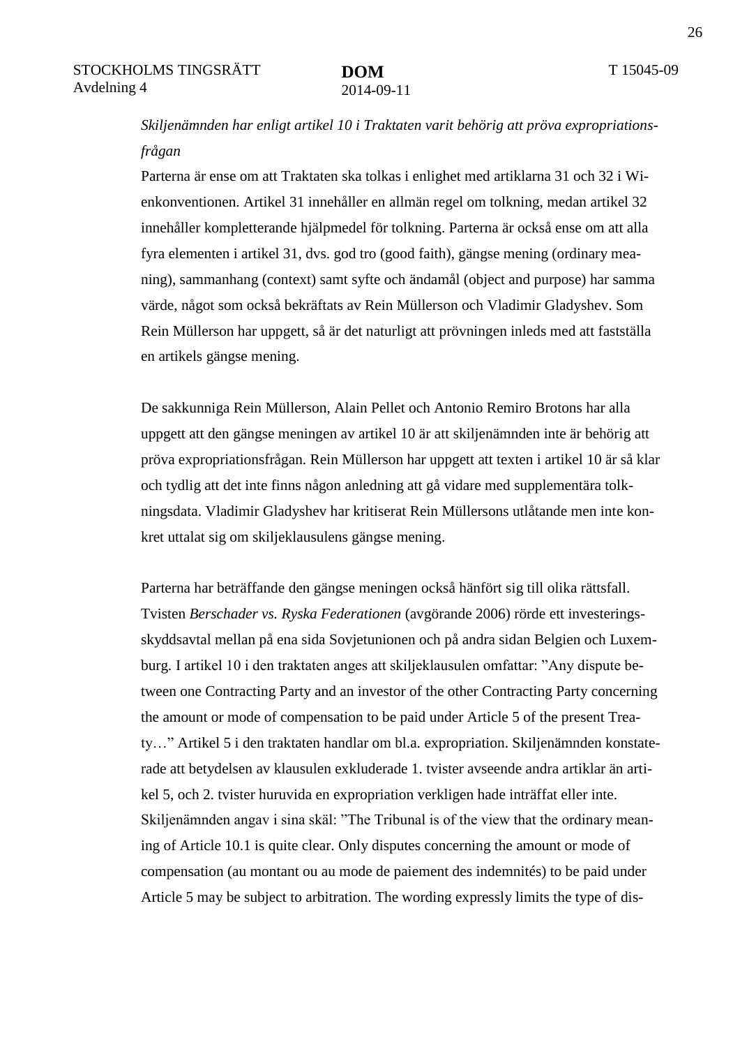*Skiljenämnden har enligt artikel 10 i Traktaten varit behörig att pröva expropriationsfrågan*

Parterna är ense om att Traktaten ska tolkas i enlighet med artiklarna 31 och 32 i Wienkonventionen. Artikel 31 innehåller en allmän regel om tolkning, medan artikel 32 innehåller kompletterande hjälpmedel för tolkning. Parterna är också ense om att alla fyra elementen i artikel 31, dvs. god tro (good faith), gängse mening (ordinary meaning), sammanhang (context) samt syfte och ändamål (object and purpose) har samma värde, något som också bekräftats av Rein Müllerson och Vladimir Gladyshev. Som Rein Müllerson har uppgett, så är det naturligt att prövningen inleds med att fastställa en artikels gängse mening.

De sakkunniga Rein Müllerson, Alain Pellet och Antonio Remiro Brotons har alla uppgett att den gängse meningen av artikel 10 är att skiljenämnden inte är behörig att pröva expropriationsfrågan. Rein Müllerson har uppgett att texten i artikel 10 är så klar och tydlig att det inte finns någon anledning att gå vidare med supplementära tolkningsdata. Vladimir Gladyshev har kritiserat Rein Müllersons utlåtande men inte konkret uttalat sig om skiljeklausulens gängse mening.

Parterna har beträffande den gängse meningen också hänfört sig till olika rättsfall. Tvisten *Berschader vs. Ryska Federationen* (avgörande 2006) rörde ett investeringsskyddsavtal mellan på ena sida Sovjetunionen och på andra sidan Belgien och Luxemburg. I artikel 10 i den traktaten anges att skiljeklausulen omfattar: ”Any dispute between one Contracting Party and an investor of the other Contracting Party concerning the amount or mode of compensation to be paid under Article 5 of the present Treaty…” Artikel 5 i den traktaten handlar om bl.a. expropriation. Skiljenämnden konstaterade att betydelsen av klausulen exkluderade 1. tvister avseende andra artiklar än artikel 5, och 2. tvister huruvida en expropriation verkligen hade inträffat eller inte. Skiljenämnden angav i sina skäl: ”The Tribunal is of the view that the ordinary meaning of Article 10.1 is quite clear. Only disputes concerning the amount or mode of compensation (au montant ou au mode de paiement des indemnités) to be paid under Article 5 may be subject to arbitration. The wording expressly limits the type of dis-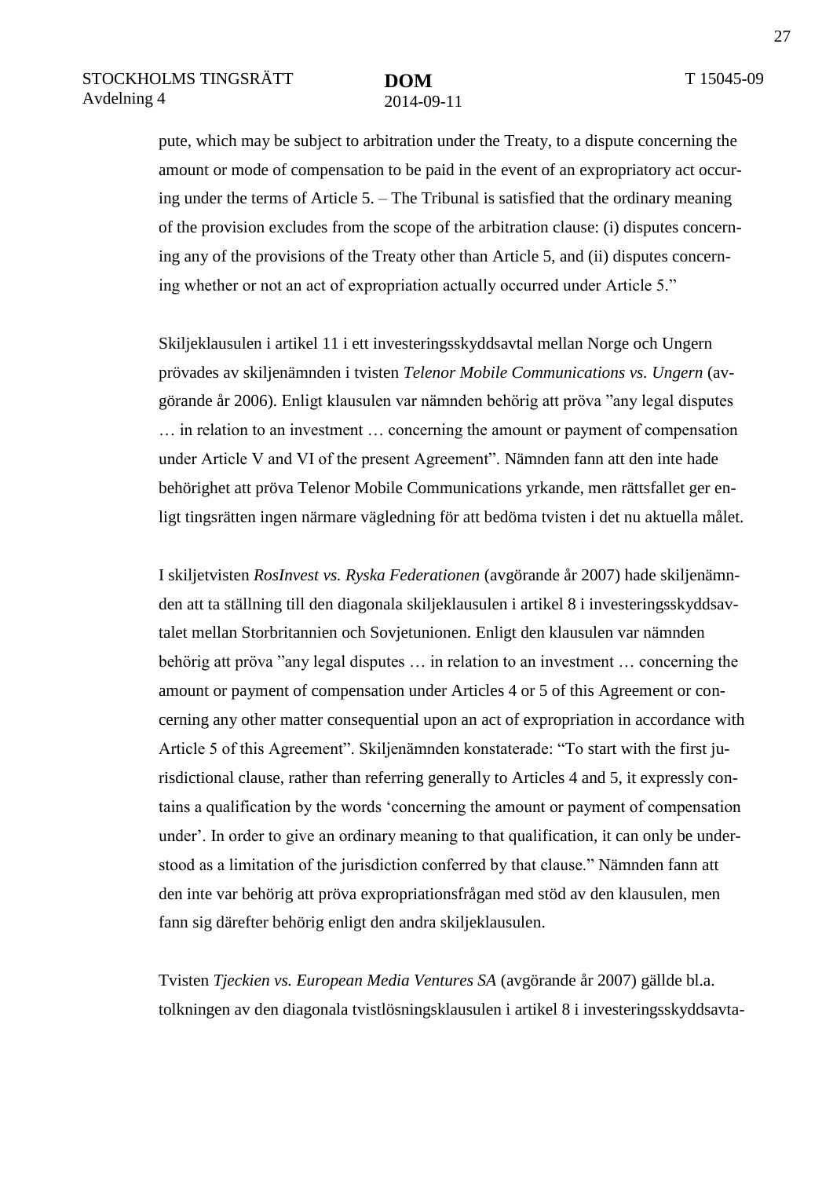pute, which may be subject to arbitration under the Treaty, to a dispute concerning the amount or mode of compensation to be paid in the event of an expropriatory act occuring under the terms of Article 5. – The Tribunal is satisfied that the ordinary meaning of the provision excludes from the scope of the arbitration clause: (i) disputes concerning any of the provisions of the Treaty other than Article 5, and (ii) disputes concerning whether or not an act of expropriation actually occurred under Article 5."

Skiljeklausulen i artikel 11 i ett investeringsskyddsavtal mellan Norge och Ungern prövades av skiljenämnden i tvisten *Telenor Mobile Communications vs. Ungern* (avgörande år 2006). Enligt klausulen var nämnden behörig att pröva "any legal disputes … in relation to an investment … concerning the amount or payment of compensation under Article V and VI of the present Agreement". Nämnden fann att den inte hade behörighet att pröva Telenor Mobile Communications yrkande, men rättsfallet ger enligt tingsrätten ingen närmare vägledning för att bedöma tvisten i det nu aktuella målet.

I skiljetvisten *RosInvest vs. Ryska Federationen* (avgörande år 2007) hade skiljenämnden att ta ställning till den diagonala skiljeklausulen i artikel 8 i investeringsskyddsavtalet mellan Storbritannien och Sovjetunionen. Enligt den klausulen var nämnden behörig att pröva "any legal disputes … in relation to an investment … concerning the amount or payment of compensation under Articles 4 or 5 of this Agreement or concerning any other matter consequential upon an act of expropriation in accordance with Article 5 of this Agreement". Skiljenämnden konstaterade: "To start with the first jurisdictional clause, rather than referring generally to Articles 4 and 5, it expressly contains a qualification by the words 'concerning the amount or payment of compensation under'. In order to give an ordinary meaning to that qualification, it can only be understood as a limitation of the jurisdiction conferred by that clause." Nämnden fann att den inte var behörig att pröva expropriationsfrågan med stöd av den klausulen, men fann sig därefter behörig enligt den andra skiljeklausulen.

Tvisten *Tjeckien vs. European Media Ventures SA* (avgörande år 2007) gällde bl.a. tolkningen av den diagonala tvistlösningsklausulen i artikel 8 i investeringsskyddsavta-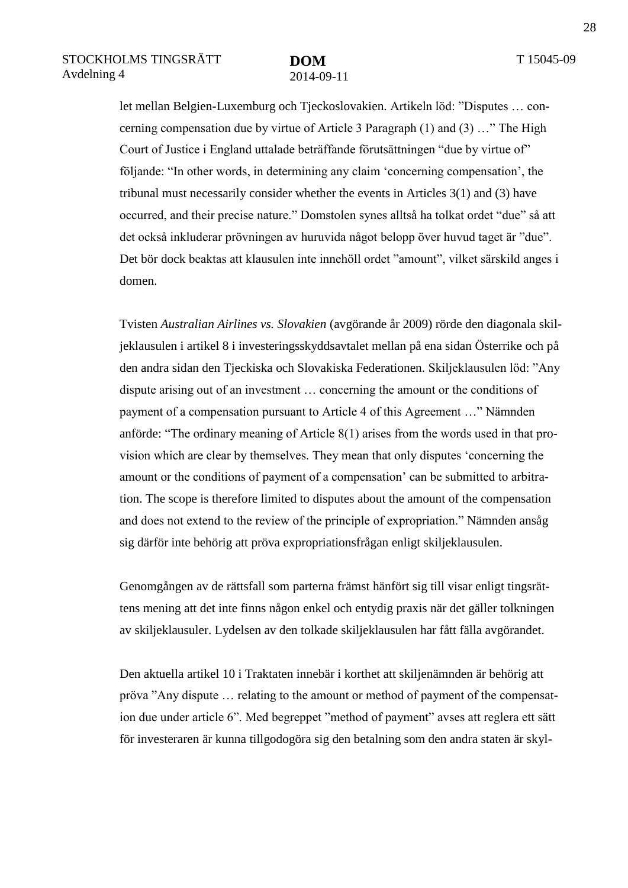let mellan Belgien-Luxemburg och Tjeckoslovakien. Artikeln löd: ”Disputes … concerning compensation due by virtue of Article 3 Paragraph (1) and (3) …” The High Court of Justice i England uttalade beträffande förutsättningen “due by virtue of” följande: “In other words, in determining any claim ‘concerning compensation’, the tribunal must necessarily consider whether the events in Articles 3(1) and (3) have occurred, and their precise nature.” Domstolen synes alltså ha tolkat ordet “due” så att det också inkluderar prövningen av huruvida något belopp över huvud taget är ”due”. Det bör dock beaktas att klausulen inte innehöll ordet ”amount”, vilket särskild anges i domen.

Tvisten *Australian Airlines vs. Slovakien* (avgörande år 2009) rörde den diagonala skiljeklausulen i artikel 8 i investeringsskyddsavtalet mellan på ena sidan Österrike och på den andra sidan den Tjeckiska och Slovakiska Federationen. Skiljeklausulen löd: ”Any dispute arising out of an investment … concerning the amount or the conditions of payment of a compensation pursuant to Article 4 of this Agreement …” Nämnden anförde: “The ordinary meaning of Article 8(1) arises from the words used in that provision which are clear by themselves. They mean that only disputes ‘concerning the amount or the conditions of payment of a compensation’ can be submitted to arbitration. The scope is therefore limited to disputes about the amount of the compensation and does not extend to the review of the principle of expropriation.” Nämnden ansåg sig därför inte behörig att pröva expropriationsfrågan enligt skiljeklausulen.

Genomgången av de rättsfall som parterna främst hänfört sig till visar enligt tingsrättens mening att det inte finns någon enkel och entydig praxis när det gäller tolkningen av skiljeklausuler. Lydelsen av den tolkade skiljeklausulen har fått fälla avgörandet.

Den aktuella artikel 10 i Traktaten innebär i korthet att skiljenämnden är behörig att pröva ”Any dispute … relating to the amount or method of payment of the compensation due under article 6”. Med begreppet ”method of payment” avses att reglera ett sätt för investeraren är kunna tillgodogöra sig den betalning som den andra staten är skyl-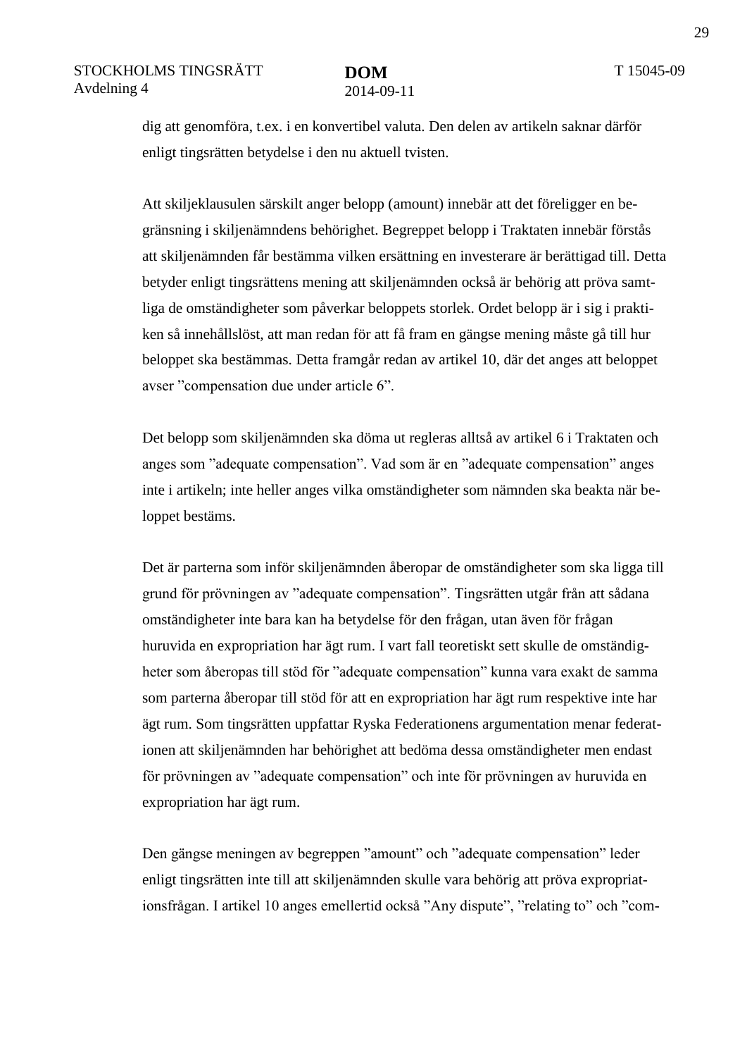dig att genomföra, t.ex. i en konvertibel valuta. Den delen av artikeln saknar därför enligt tingsrätten betydelse i den nu aktuell tvisten.

Att skiljeklausulen särskilt anger belopp (amount) innebär att det föreligger en begränsning i skiljenämndens behörighet. Begreppet belopp i Traktaten innebär förstås att skiljenämnden får bestämma vilken ersättning en investerare är berättigad till. Detta betyder enligt tingsrättens mening att skiljenämnden också är behörig att pröva samtliga de omständigheter som påverkar beloppets storlek. Ordet belopp är i sig i praktiken så innehållslöst, att man redan för att få fram en gängse mening måste gå till hur beloppet ska bestämmas. Detta framgår redan av artikel 10, där det anges att beloppet avser ”compensation due under article 6”.

Det belopp som skiljenämnden ska döma ut regleras alltså av artikel 6 i Traktaten och anges som ”adequate compensation”. Vad som är en ”adequate compensation” anges inte i artikeln; inte heller anges vilka omständigheter som nämnden ska beakta när beloppet bestäms.

Det är parterna som inför skiljenämnden åberopar de omständigheter som ska ligga till grund för prövningen av ”adequate compensation”. Tingsrätten utgår från att sådana omständigheter inte bara kan ha betydelse för den frågan, utan även för frågan huruvida en expropriation har ägt rum. I vart fall teoretiskt sett skulle de omständigheter som åberopas till stöd för ”adequate compensation” kunna vara exakt de samma som parterna åberopar till stöd för att en expropriation har ägt rum respektive inte har ägt rum. Som tingsrätten uppfattar Ryska Federationens argumentation menar federationen att skiljenämnden har behörighet att bedöma dessa omständigheter men endast för prövningen av ”adequate compensation” och inte för prövningen av huruvida en expropriation har ägt rum.

Den gängse meningen av begreppen ”amount” och ”adequate compensation” leder enligt tingsrätten inte till att skiljenämnden skulle vara behörig att pröva expropriationsfrågan. I artikel 10 anges emellertid också ”Any dispute”, ”relating to” och ”com-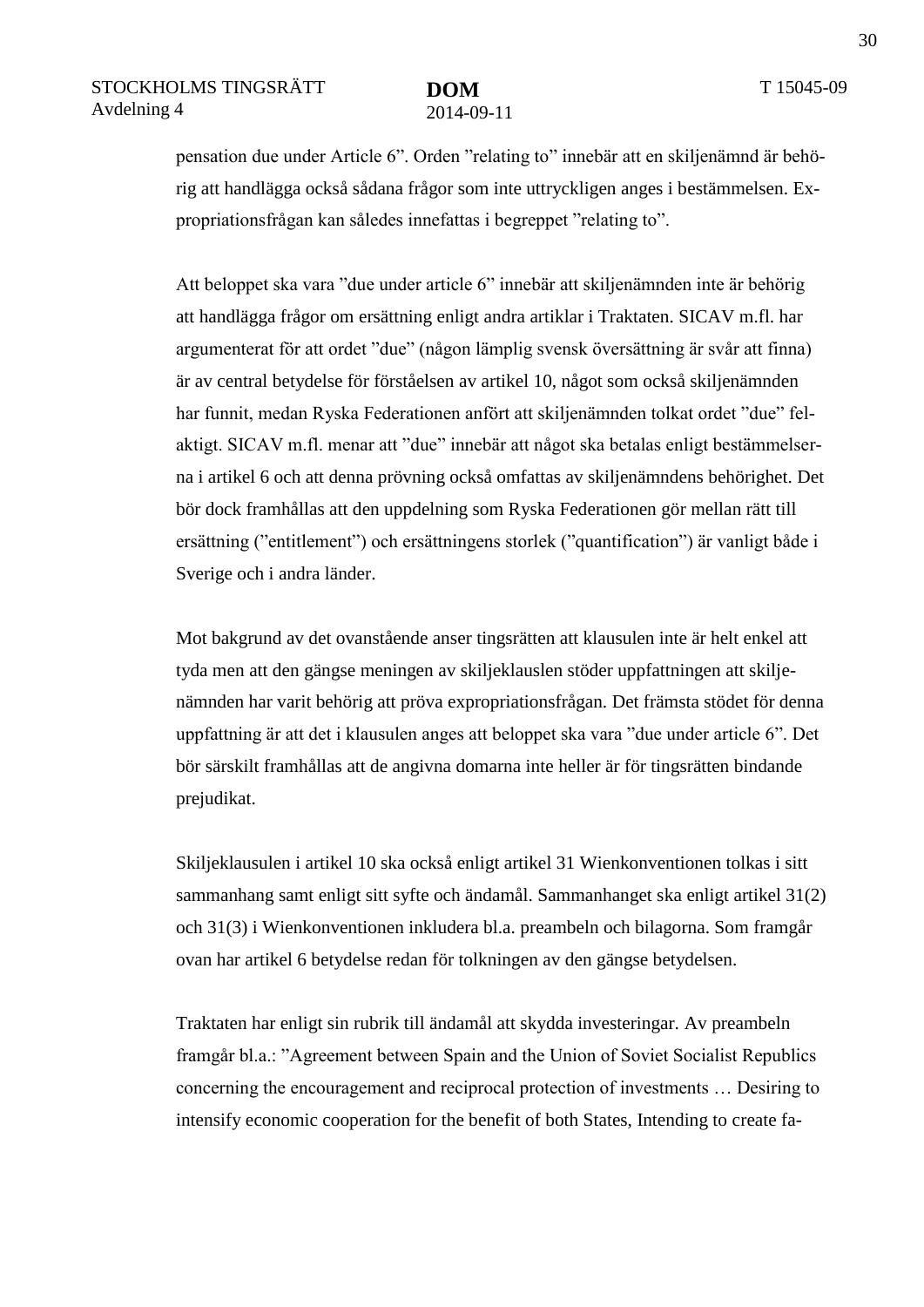pensation due under Article 6”. Orden ”relating to” innebär att en skiljenämnd är behörig att handlägga också sådana frågor som inte uttryckligen anges i bestämmelsen. Expropriationsfrågan kan således innefattas i begreppet ”relating to”.

Att beloppet ska vara ”due under article 6” innebär att skiljenämnden inte är behörig att handlägga frågor om ersättning enligt andra artiklar i Traktaten. SICAV m.fl. har argumenterat för att ordet ”due” (någon lämplig svensk översättning är svår att finna) är av central betydelse för förståelsen av artikel 10, något som också skiljenämnden har funnit, medan Ryska Federationen anfört att skiljenämnden tolkat ordet ”due” felaktigt. SICAV m.fl. menar att ”due” innebär att något ska betalas enligt bestämmelserna i artikel 6 och att denna prövning också omfattas av skiljenämndens behörighet. Det bör dock framhållas att den uppdelning som Ryska Federationen gör mellan rätt till ersättning (”entitlement”) och ersättningens storlek (”quantification”) är vanligt både i Sverige och i andra länder.

Mot bakgrund av det ovanstående anser tingsrätten att klausulen inte är helt enkel att tyda men att den gängse meningen av skiljeklauslen stöder uppfattningen att skiljenämnden har varit behörig att pröva expropriationsfrågan. Det främsta stödet för denna uppfattning är att det i klausulen anges att beloppet ska vara ”due under article 6”. Det bör särskilt framhållas att de angivna domarna inte heller är för tingsrätten bindande prejudikat.

Skiljeklausulen i artikel 10 ska också enligt artikel 31 Wienkonventionen tolkas i sitt sammanhang samt enligt sitt syfte och ändamål. Sammanhanget ska enligt artikel 31(2) och 31(3) i Wienkonventionen inkludera bl.a. preambeln och bilagorna. Som framgår ovan har artikel 6 betydelse redan för tolkningen av den gängse betydelsen.

Traktaten har enligt sin rubrik till ändamål att skydda investeringar. Av preambeln framgår bl.a.: ”Agreement between Spain and the Union of Soviet Socialist Republics concerning the encouragement and reciprocal protection of investments … Desiring to intensify economic cooperation for the benefit of both States, Intending to create fa-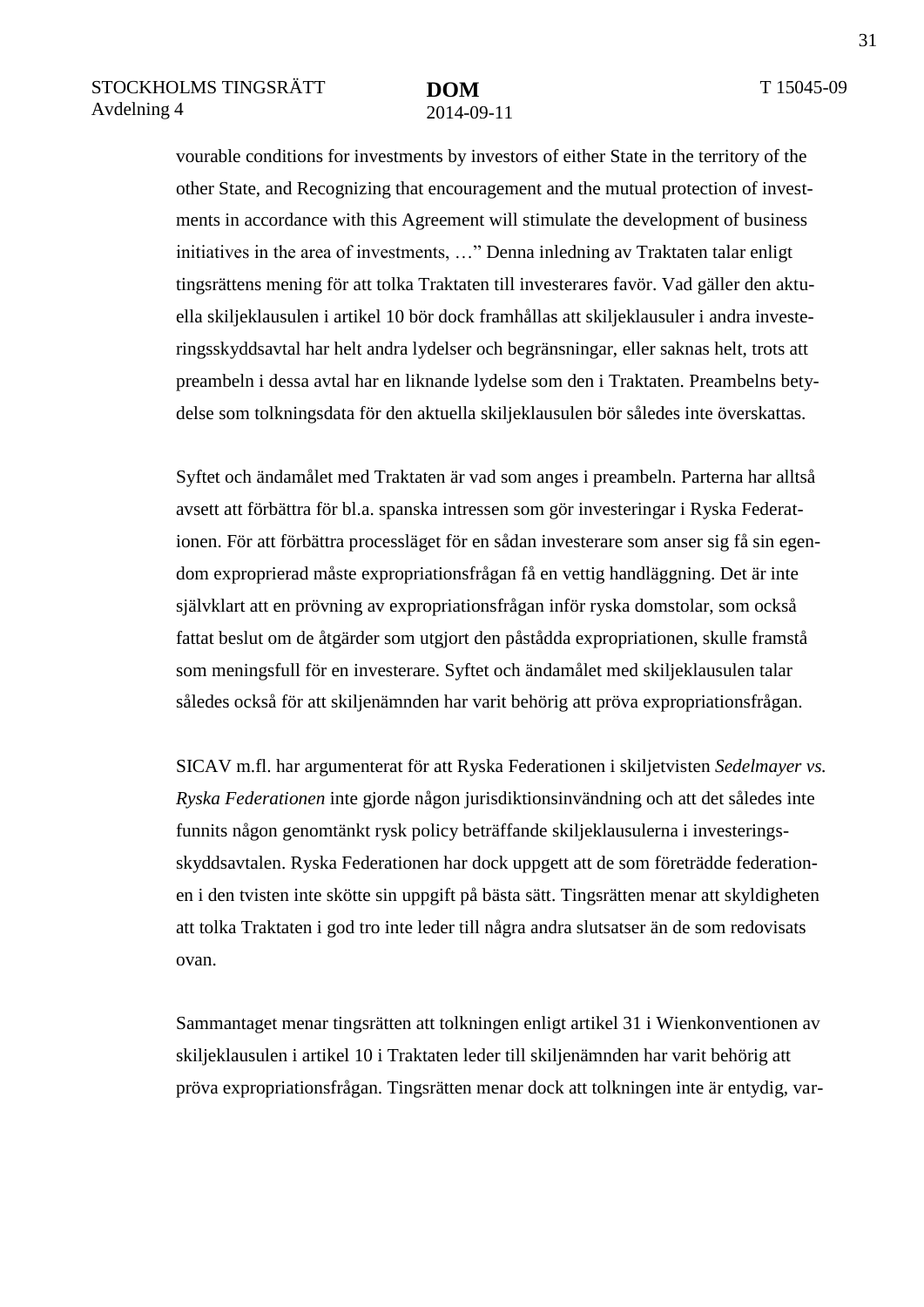vourable conditions for investments by investors of either State in the territory of the other State, and Recognizing that encouragement and the mutual protection of investments in accordance with this Agreement will stimulate the development of business initiatives in the area of investments, …" Denna inledning av Traktaten talar enligt tingsrättens mening för att tolka Traktaten till investerares favör. Vad gäller den aktuella skiljeklausulen i artikel 10 bör dock framhållas att skiljeklausuler i andra investeringsskyddsavtal har helt andra lydelser och begränsningar, eller saknas helt, trots att preambeln i dessa avtal har en liknande lydelse som den i Traktaten. Preambelns betydelse som tolkningsdata för den aktuella skiljeklausulen bör således inte överskattas.

Syftet och ändamålet med Traktaten är vad som anges i preambeln. Parterna har alltså avsett att förbättra för bl.a. spanska intressen som gör investeringar i Ryska Federationen. För att förbättra processläget för en sådan investerare som anser sig få sin egendom exproprierad måste expropriationsfrågan få en vettig handläggning. Det är inte självklart att en prövning av expropriationsfrågan inför ryska domstolar, som också fattat beslut om de åtgärder som utgjort den påstådda expropriationen, skulle framstå som meningsfull för en investerare. Syftet och ändamålet med skiljeklausulen talar således också för att skiljenämnden har varit behörig att pröva expropriationsfrågan.

SICAV m.fl. har argumenterat för att Ryska Federationen i skiljetvisten *Sedelmayer vs. Ryska Federationen* inte gjorde någon jurisdiktionsinvändning och att det således inte funnits någon genomtänkt rysk policy beträffande skiljeklausulerna i investeringsskyddsavtalen. Ryska Federationen har dock uppgett att de som företrädde federationen i den tvisten inte skötte sin uppgift på bästa sätt. Tingsrätten menar att skyldigheten att tolka Traktaten i god tro inte leder till några andra slutsatser än de som redovisats ovan.

Sammantaget menar tingsrätten att tolkningen enligt artikel 31 i Wienkonventionen av skiljeklausulen i artikel 10 i Traktaten leder till skiljenämnden har varit behörig att pröva expropriationsfrågan. Tingsrätten menar dock att tolkningen inte är entydig, var-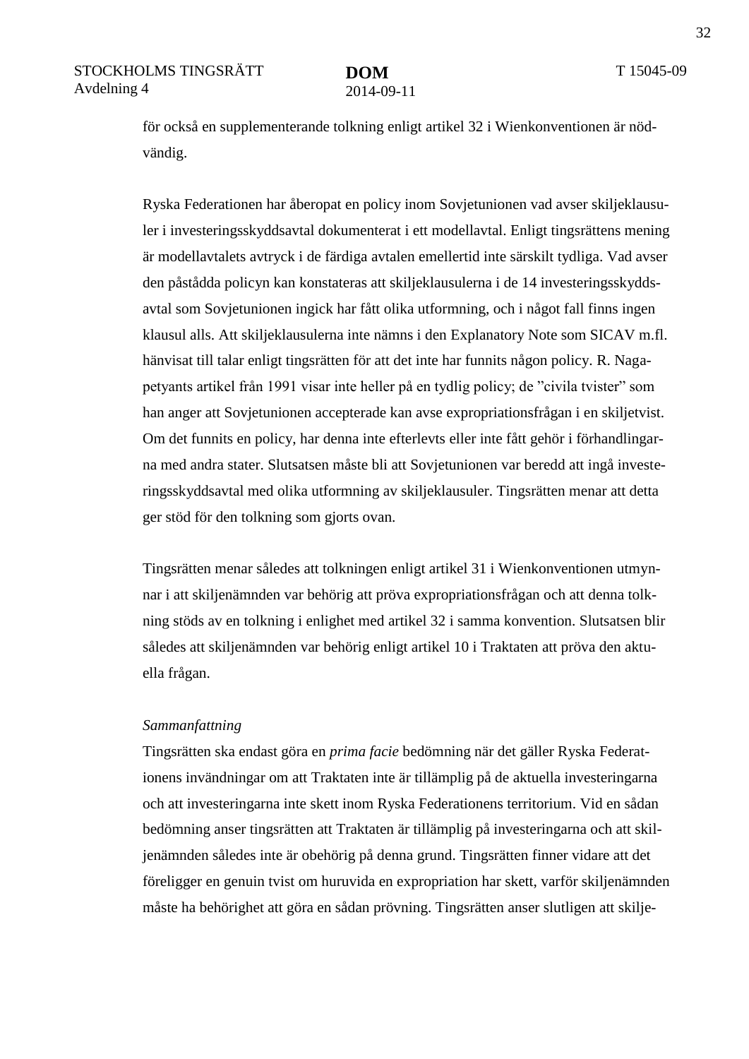för också en supplementerande tolkning enligt artikel 32 i Wienkonventionen är nödvändig.

Ryska Federationen har åberopat en policy inom Sovjetunionen vad avser skiljeklausuler i investeringsskyddsavtal dokumenterat i ett modellavtal. Enligt tingsrättens mening är modellavtalets avtryck i de färdiga avtalen emellertid inte särskilt tydliga. Vad avser den påstådda policyn kan konstateras att skiljeklausulerna i de 14 investeringsskyddsavtal som Sovjetunionen ingick har fått olika utformning, och i något fall finns ingen klausul alls. Att skiljeklausulerna inte nämns i den Explanatory Note som SICAV m.fl. hänvisat till talar enligt tingsrätten för att det inte har funnits någon policy. R. Nagapetyants artikel från 1991 visar inte heller på en tydlig policy; de ”civila tvister” som han anger att Sovjetunionen accepterade kan avse expropriationsfrågan i en skiljetvist. Om det funnits en policy, har denna inte efterlevts eller inte fått gehör i förhandlingarna med andra stater. Slutsatsen måste bli att Sovjetunionen var beredd att ingå investeringsskyddsavtal med olika utformning av skiljeklausuler. Tingsrätten menar att detta ger stöd för den tolkning som gjorts ovan.

Tingsrätten menar således att tolkningen enligt artikel 31 i Wienkonventionen utmynnar i att skiljenämnden var behörig att pröva expropriationsfrågan och att denna tolkning stöds av en tolkning i enlighet med artikel 32 i samma konvention. Slutsatsen blir således att skiljenämnden var behörig enligt artikel 10 i Traktaten att pröva den aktuella frågan.

*Sammanfattning*

Tingsrätten ska endast göra en *prima facie* bedömning när det gäller Ryska Federationens invändningar om att Traktaten inte är tillämplig på de aktuella investeringarna och att investeringarna inte skett inom Ryska Federationens territorium. Vid en sådan bedömning anser tingsrätten att Traktaten är tillämplig på investeringarna och att skiljenämnden således inte är obehörig på denna grund. Tingsrätten finner vidare att det föreligger en genuin tvist om huruvida en expropriation har skett, varför skiljenämnden måste ha behörighet att göra en sådan prövning. Tingsrätten anser slutligen att skilje-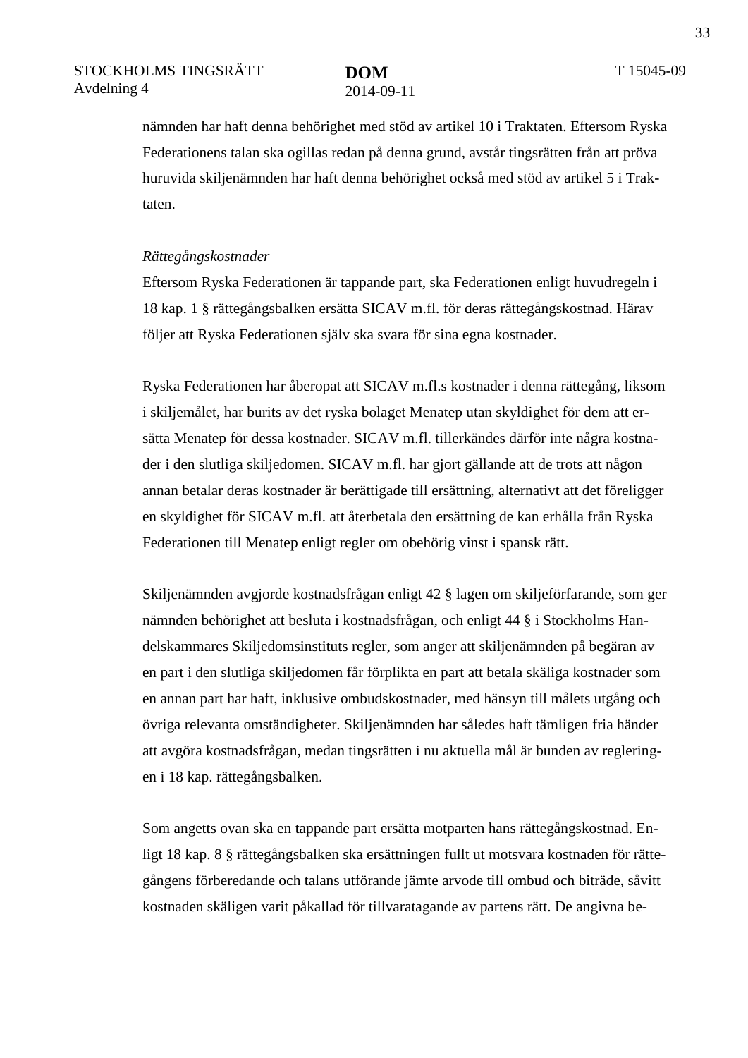nämnden har haft denna behörighet med stöd av artikel 10 i Traktaten. Eftersom Ryska Federationens talan ska ogillas redan på denna grund, avstår tingsrätten från att pröva huruvida skiljenämnden har haft denna behörighet också med stöd av artikel 5 i Traktaten.

*Rättegångskostnader*

Eftersom Ryska Federationen är tappande part, ska Federationen enligt huvudregeln i 18 kap. 1 § rättegångsbalken ersätta SICAV m.fl. för deras rättegångskostnad. Härav följer att Ryska Federationen själv ska svara för sina egna kostnader.

Ryska Federationen har åberopat att SICAV m.fl.s kostnader i denna rättegång, liksom i skiljemålet, har burits av det ryska bolaget Menatep utan skyldighet för dem att ersätta Menatep för dessa kostnader. SICAV m.fl. tillerkändes därför inte några kostnader i den slutliga skiljedomen. SICAV m.fl. har gjort gällande att de trots att någon annan betalar deras kostnader är berättigade till ersättning, alternativt att det föreligger en skyldighet för SICAV m.fl. att återbetala den ersättning de kan erhålla från Ryska Federationen till Menatep enligt regler om obehörig vinst i spansk rätt.

Skiljenämnden avgjorde kostnadsfrågan enligt 42 § lagen om skiljeförfarande, som ger nämnden behörighet att besluta i kostnadsfrågan, och enligt 44 § i Stockholms Handelskammares Skiljedomsinstituts regler, som anger att skiljenämnden på begäran av en part i den slutliga skiljedomen får förplikta en part att betala skäliga kostnader som en annan part har haft, inklusive ombudskostnader, med hänsyn till målets utgång och övriga relevanta omständigheter. Skiljenämnden har således haft tämligen fria händer att avgöra kostnadsfrågan, medan tingsrätten i nu aktuella mål är bunden av regleringen i 18 kap. rättegångsbalken.

Som angetts ovan ska en tappande part ersätta motparten hans rättegångskostnad. Enligt 18 kap. 8 § rättegångsbalken ska ersättningen fullt ut motsvara kostnaden för rättegångens förberedande och talans utförande jämte arvode till ombud och biträde, såvitt kostnaden skäligen varit påkallad för tillvaratagande av partens rätt. De angivna be-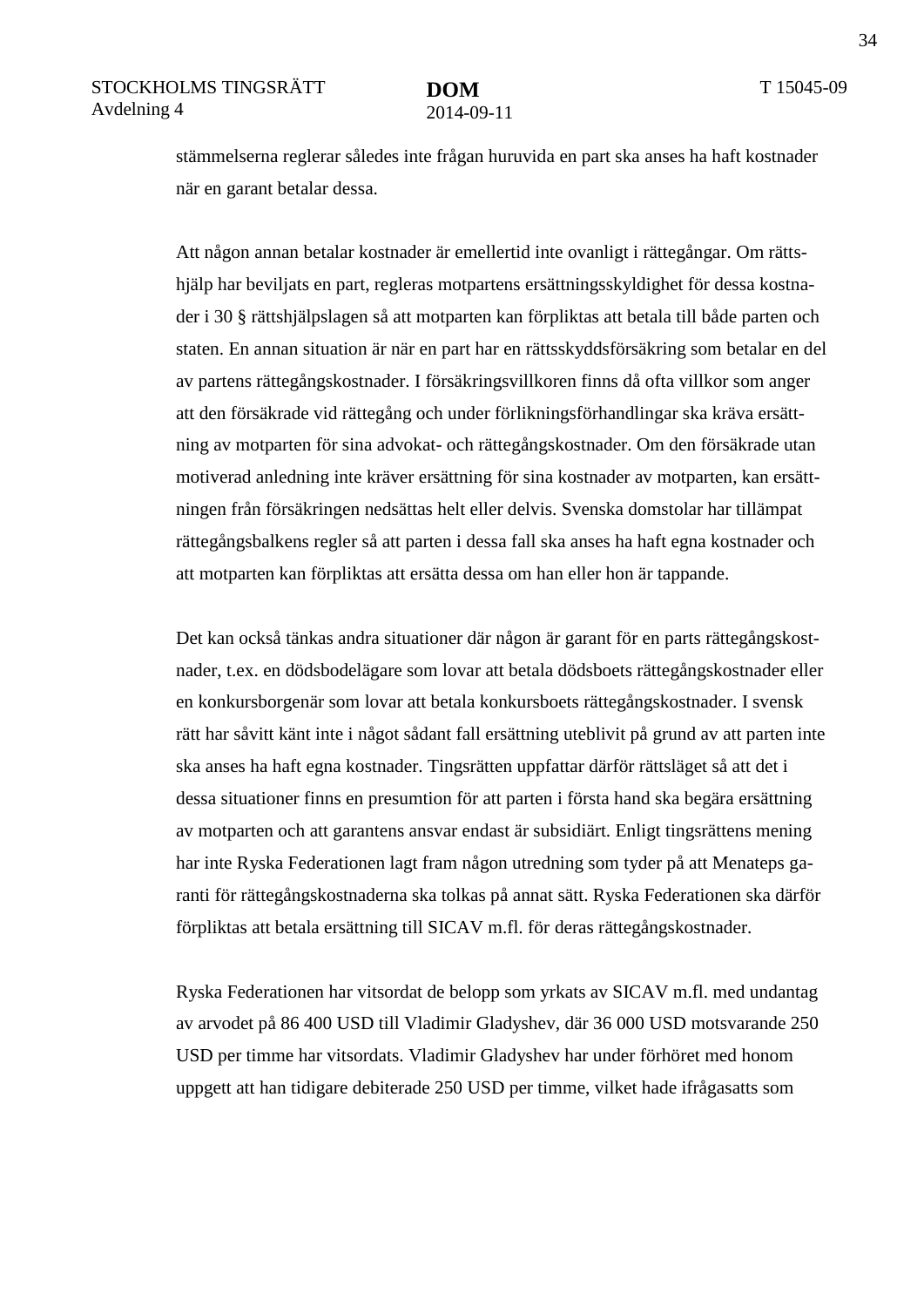stämmelserna reglerar således inte frågan huruvida en part ska anses ha haft kostnader när en garant betalar dessa.

Att någon annan betalar kostnader är emellertid inte ovanligt i rättegångar. Om rättshjälp har beviljats en part, regleras motpartens ersättningsskyldighet för dessa kostnader i 30 § rättshjälpslagen så att motparten kan förpliktas att betala till både parten och staten. En annan situation är när en part har en rättsskyddsförsäkring som betalar en del av partens rättegångskostnader. I försäkringsvillkoren finns då ofta villkor som anger att den försäkrade vid rättegång och under förlikningsförhandlingar ska kräva ersättning av motparten för sina advokat- och rättegångskostnader. Om den försäkrade utan motiverad anledning inte kräver ersättning för sina kostnader av motparten, kan ersättningen från försäkringen nedsättas helt eller delvis. Svenska domstolar har tillämpat rättegångsbalkens regler så att parten i dessa fall ska anses ha haft egna kostnader och att motparten kan förpliktas att ersätta dessa om han eller hon är tappande.

Det kan också tänkas andra situationer där någon är garant för en parts rättegångskostnader, t.ex. en dödsbodelägare som lovar att betala dödsboets rättegångskostnader eller en konkursborgenär som lovar att betala konkursboets rättegångskostnader. I svensk rätt har såvitt känt inte i något sådant fall ersättning uteblivit på grund av att parten inte ska anses ha haft egna kostnader. Tingsrätten uppfattar därför rättsläget så att det i dessa situationer finns en presumtion för att parten i första hand ska begära ersättning av motparten och att garantens ansvar endast är subsidiärt. Enligt tingsrättens mening har inte Ryska Federationen lagt fram någon utredning som tyder på att Menateps garanti för rättegångskostnaderna ska tolkas på annat sätt. Ryska Federationen ska därför förpliktas att betala ersättning till SICAV m.fl. för deras rättegångskostnader.

Ryska Federationen har vitsordat de belopp som yrkats av SICAV m.fl. med undantag av arvodet på 86 400 USD till Vladimir Gladyshev, där 36 000 USD motsvarande 250 USD per timme har vitsordats. Vladimir Gladyshev har under förhöret med honom uppgett att han tidigare debiterade 250 USD per timme, vilket hade ifrågasatts som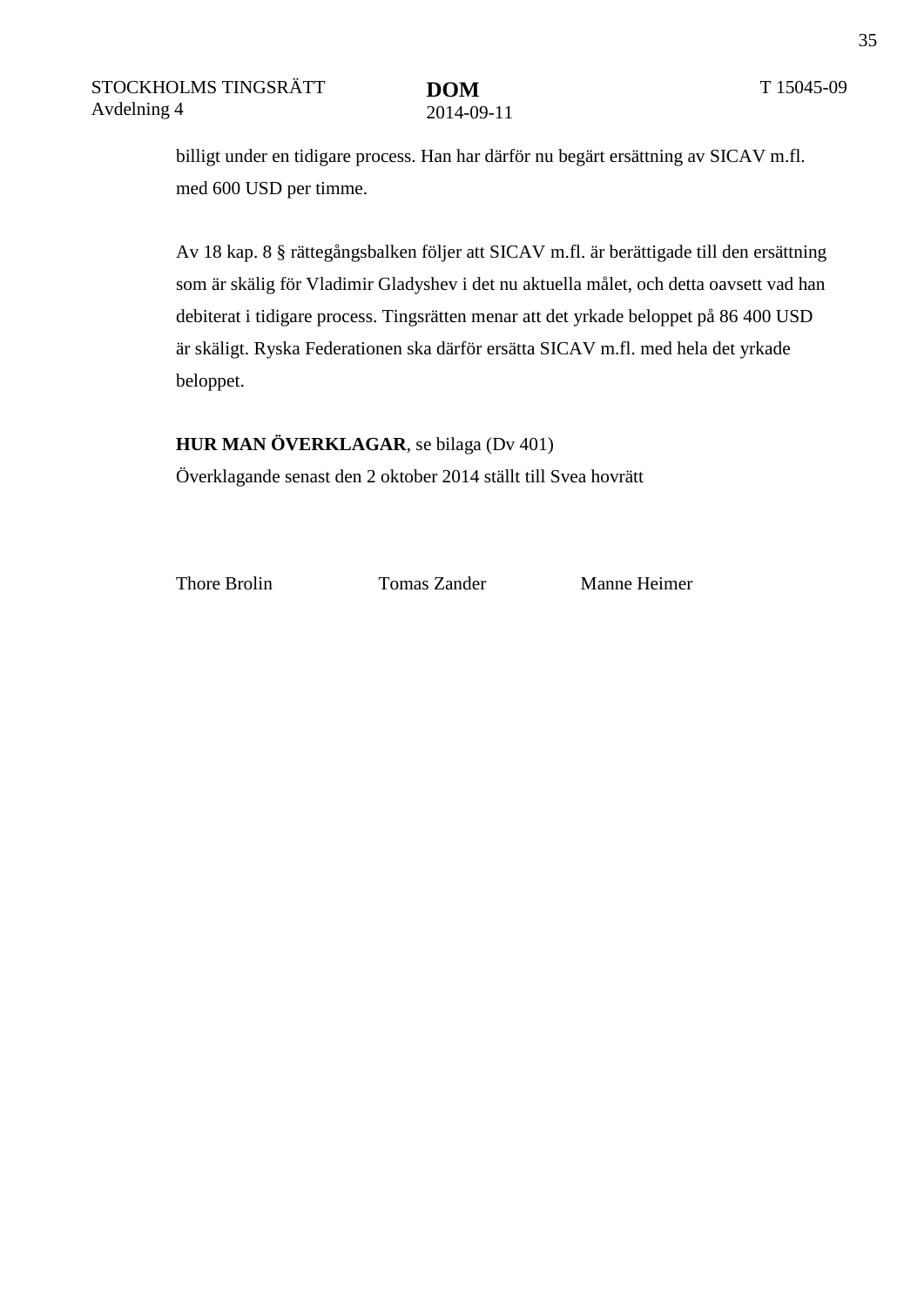billigt under en tidigare process. Han har därför nu begärt ersättning av SICAV m.fl. med 600 USD per timme.

Av 18 kap. 8 § rättegångsbalken följer att SICAV m.fl. är berättigade till den ersättning som är skälig för Vladimir Gladyshev i det nu aktuella målet, och detta oavsett vad han debiterat i tidigare process. Tingsrätten menar att det yrkade beloppet på 86 400 USD är skäligt. Ryska Federationen ska därför ersätta SICAV m.fl. med hela det yrkade beloppet.

**HUR MAN ÖVERKLAGAR**, se bilaga (Dv 401)
Överklagande senast den 2 oktober 2014 ställt till Svea hovrätt

Thore Brolin Tomas Zander Manne Heimer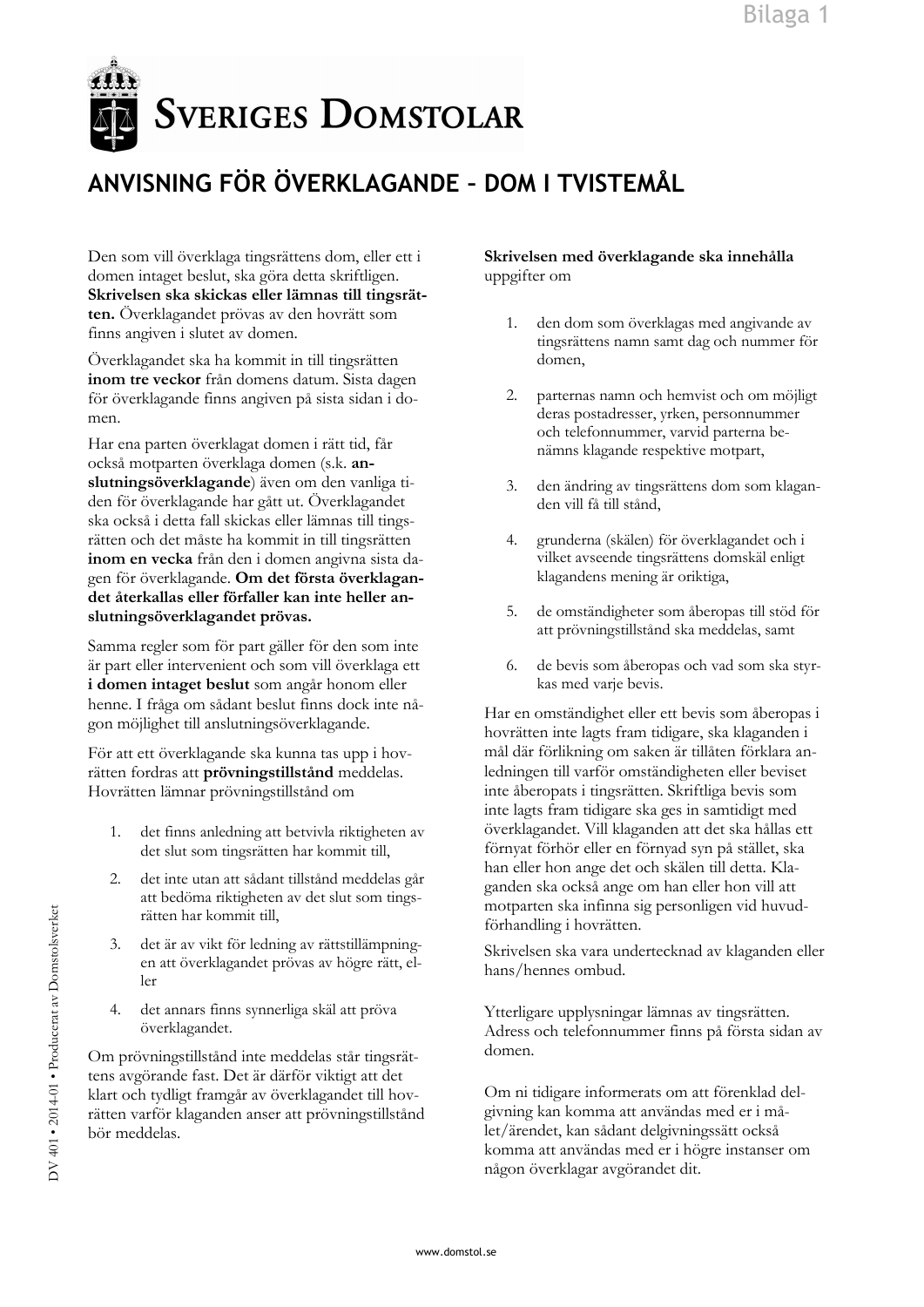Bilaga 1

SVERIGES DOMSTOLAR

# ANVISNING FÖR ÖVERKLAGANDE – DOM I TVISTEMÅL

Den som vill överklaga tingsrättens dom, eller ett i domen intaget beslut, ska göra detta skriftligen. **Skrivelsen ska skickas eller lämnas till tingsrätten.** Överklagandet prövas av den hovrätt som finns angiven i slutet av domen.

Överklagandet ska ha kommit in till tingsrätten **inom tre veckor** från domens datum. Sista dagen för överklagande finns angiven på sista sidan i domen.

Har ena parten överklagat domen i rätt tid, får också motparten överklaga domen (s.k. **anslutningsöverklagande**) även om den vanliga tiden för överklagande har gått ut. Överklagandet ska också i detta fall skickas eller lämnas till tingsrätten och det måste ha kommit in till tingsrätten **inom en vecka** från den i domen angivna sista dagen för överklagande. **Om det första överklagandet återkallas eller förfaller kan inte heller anslutningsöverklagandet prövas.**

Samma regler som för part gäller för den som inte är part eller intervenient och som vill överklaga ett **i domen intaget beslut** som angår honom eller henne. I fråga om sådant beslut finns dock inte någon möjlighet till anslutningsöverklagande.

För att ett överklagande ska kunna tas upp i hovrätten fordras att **prövningstillstånd** meddelas. Hovrätten lämnar prövningstillstånd om

1. det finns anledning att betvivla riktigheten av det slut som tingsrätten har kommit till,
2. det inte utan att sådant tillstånd meddelas går att bedöma riktigheten av det slut som tingsrätten har kommit till,
3. det är av vikt för ledning av rättstillämpningen att överklagandet prövas av högre rätt, eller
4. det annars finns synnerliga skäl att pröva överklagandet.

Om prövningstillstånd inte meddelas står tingsrättens avgörande fast. Det är därför viktigt att det klart och tydligt framgår av överklagandet till hovrätten varför klaganden anser att prövningstillstånd bör meddelas.

**Skrivelsen med överklagande ska innehålla** uppgifter om

1. den dom som överklagas med angivande av tingsrättens namn samt dag och nummer för domen,
2. parternas namn och hemvist och om möjligt deras postadresser, yrken, personnummer och telefonnummer, varvid parterna benämns klagande respektive motpart,
3. den ändring av tingsrättens dom som klaganden vill få till stånd,
4. grunderna (skälen) för överklagandet och i vilket avseende tingsrättens domskäl enligt klagandens mening är oriktiga,
5. de omständigheter som åberopas till stöd för att prövningstillstånd ska meddelas, samt
6. de bevis som åberopas och vad som ska styrkas med varje bevis.

Har en omständighet eller ett bevis som åberopas i hovrätten inte lagts fram tidigare, ska klaganden i mål där förlikning om saken är tillåten förklara anledningen till varför omständigheten eller beviset inte åberopats i tingsrätten. Skriftliga bevis som inte lagts fram tidigare ska ges in samtidigt med överklagandet. Vill klaganden att det ska hållas ett förnyat förhör eller en förnyad syn på stället, ska han eller hon ange det och skälen till detta. Klaganden ska också ange om han eller hon vill att motparten ska infinna sig personligen vid huvudförhandling i hovrätten.

Skrivelsen ska vara undertecknad av klaganden eller hans/hennes ombud.

Ytterligare upplysningar lämnas av tingsrätten. Adress och telefonnummer finns på första sidan av domen.

Om ni tidigare informerats om att förenklad delgivning kan komma att användas med er i målet/ärendet, kan sådant delgivningssätt också komma att användas med er i högre instanser om någon överklagar avgörandet dit.

DV 401 • 2014-01 • Producerat av Domstolsverket

www.domstol.se